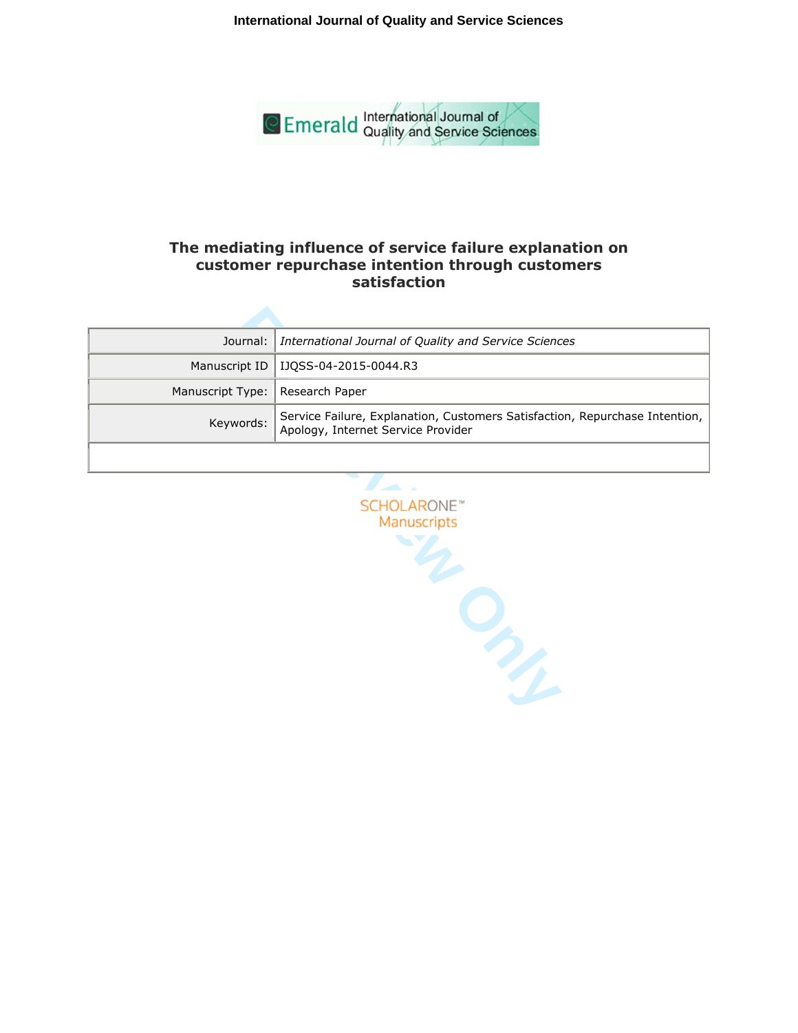# The mediating influence of service failure explanation on customer repurchase intention through customers satisfaction

| | |
|---|---|
| Journal: | *International Journal of Quality and Service Sciences* |
| Manuscript ID | IJQSS-04-2015-0044.R3 |
| Manuscript Type: | Research Paper |
| Keywords: | Service Failure, Explanation, Customers Satisfaction, Repurchase Intention, Apology, Internet Service Provider |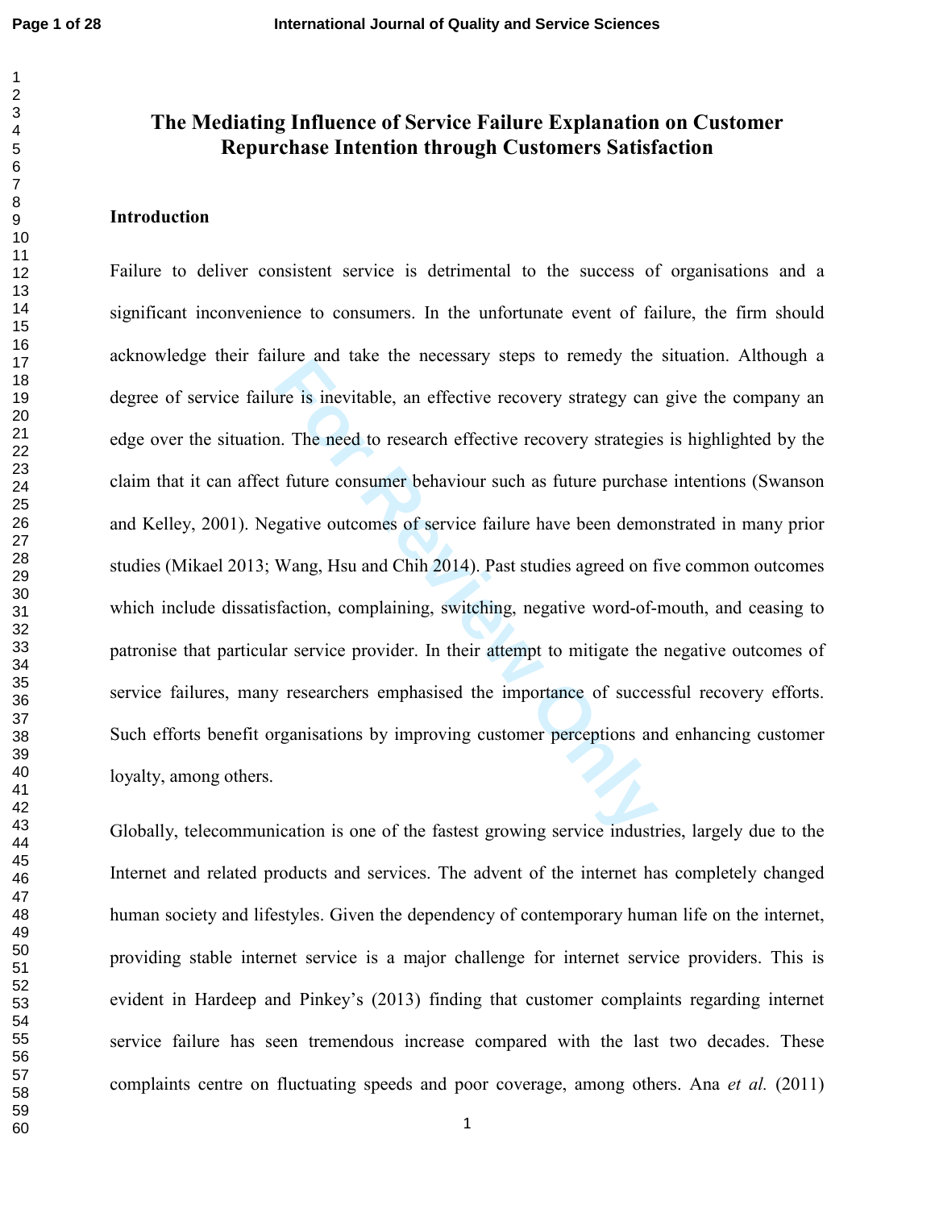# The Mediating Influence of Service Failure Explanation on Customer Repurchase Intention through Customers Satisfaction

## Introduction

Failure to deliver consistent service is detrimental to the success of organisations and a significant inconvenience to consumers. In the unfortunate event of failure, the firm should acknowledge their failure and take the necessary steps to remedy the situation. Although a degree of service failure is inevitable, an effective recovery strategy can give the company an edge over the situation. The need to research effective recovery strategies is highlighted by the claim that it can affect future consumer behaviour such as future purchase intentions (Swanson and Kelley, 2001). Negative outcomes of service failure have been demonstrated in many prior studies (Mikael 2013; Wang, Hsu and Chih 2014). Past studies agreed on five common outcomes which include dissatisfaction, complaining, switching, negative word-of-mouth, and ceasing to patronise that particular service provider. In their attempt to mitigate the negative outcomes of service failures, many researchers emphasised the importance of successful recovery efforts. Such efforts benefit organisations by improving customer perceptions and enhancing customer loyalty, among others.

Globally, telecommunication is one of the fastest growing service industries, largely due to the Internet and related products and services. The advent of the internet has completely changed human society and lifestyles. Given the dependency of contemporary human life on the internet, providing stable internet service is a major challenge for internet service providers. This is evident in Hardeep and Pinkey's (2013) finding that customer complaints regarding internet service failure has seen tremendous increase compared with the last two decades. These complaints centre on fluctuating speeds and poor coverage, among others. Ana *et al.* (2011)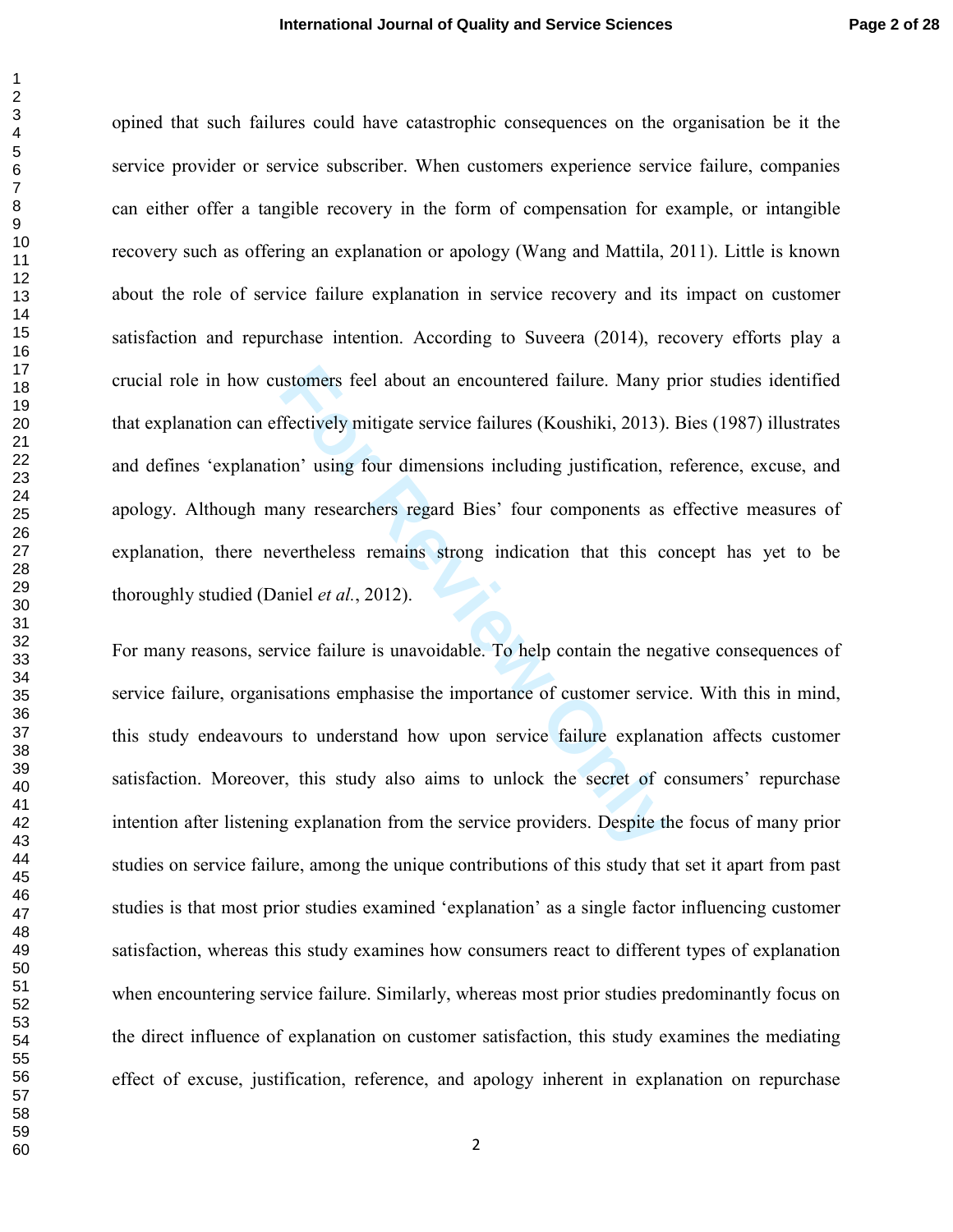opined that such failures could have catastrophic consequences on the organisation be it the service provider or service subscriber. When customers experience service failure, companies can either offer a tangible recovery in the form of compensation for example, or intangible recovery such as offering an explanation or apology (Wang and Mattila, 2011). Little is known about the role of service failure explanation in service recovery and its impact on customer satisfaction and repurchase intention. According to Suveera (2014), recovery efforts play a crucial role in how customers feel about an encountered failure. Many prior studies identified that explanation can effectively mitigate service failures (Koushiki, 2013). Bies (1987) illustrates and defines 'explanation' using four dimensions including justification, reference, excuse, and apology. Although many researchers regard Bies' four components as effective measures of explanation, there nevertheless remains strong indication that this concept has yet to be thoroughly studied (Daniel *et al.*, 2012).

For many reasons, service failure is unavoidable. To help contain the negative consequences of service failure, organisations emphasise the importance of customer service. With this in mind, this study endeavours to understand how upon service failure explanation affects customer satisfaction. Moreover, this study also aims to unlock the secret of consumers' repurchase intention after listening explanation from the service providers. Despite the focus of many prior studies on service failure, among the unique contributions of this study that set it apart from past studies is that most prior studies examined 'explanation' as a single factor influencing customer satisfaction, whereas this study examines how consumers react to different types of explanation when encountering service failure. Similarly, whereas most prior studies predominantly focus on the direct influence of explanation on customer satisfaction, this study examines the mediating effect of excuse, justification, reference, and apology inherent in explanation on repurchase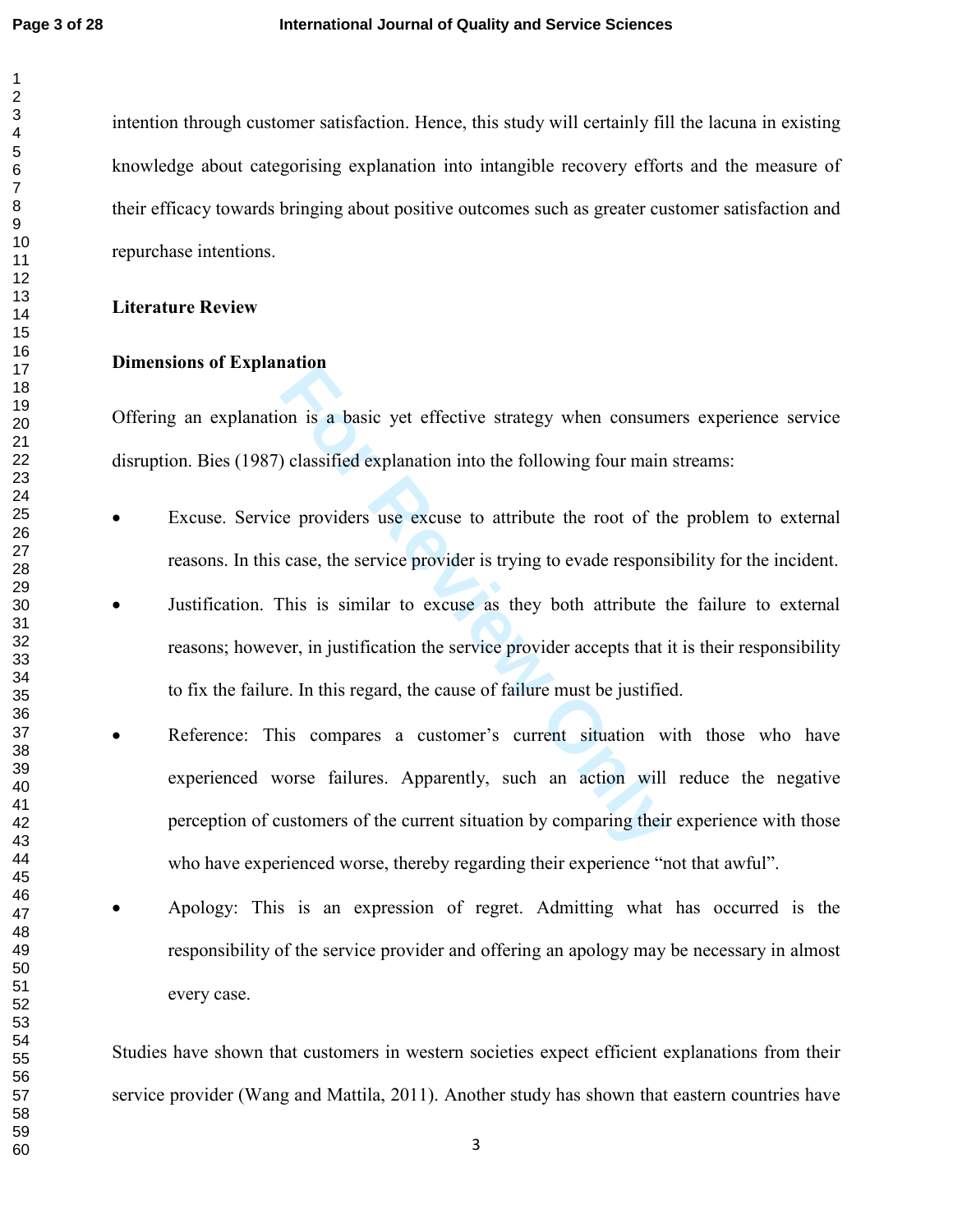intention through customer satisfaction. Hence, this study will certainly fill the lacuna in existing knowledge about categorising explanation into intangible recovery efforts and the measure of their efficacy towards bringing about positive outcomes such as greater customer satisfaction and repurchase intentions.

## Literature Review

### Dimensions of Explanation

Offering an explanation is a basic yet effective strategy when consumers experience service disruption. Bies (1987) classified explanation into the following four main streams:

- Excuse. Service providers use excuse to attribute the root of the problem to external reasons. In this case, the service provider is trying to evade responsibility for the incident.
- Justification. This is similar to excuse as they both attribute the failure to external reasons; however, in justification the service provider accepts that it is their responsibility to fix the failure. In this regard, the cause of failure must be justified.
- Reference: This compares a customer's current situation with those who have experienced worse failures. Apparently, such an action will reduce the negative perception of customers of the current situation by comparing their experience with those who have experienced worse, thereby regarding their experience "not that awful".
- Apology: This is an expression of regret. Admitting what has occurred is the responsibility of the service provider and offering an apology may be necessary in almost every case.

Studies have shown that customers in western societies expect efficient explanations from their service provider (Wang and Mattila, 2011). Another study has shown that eastern countries have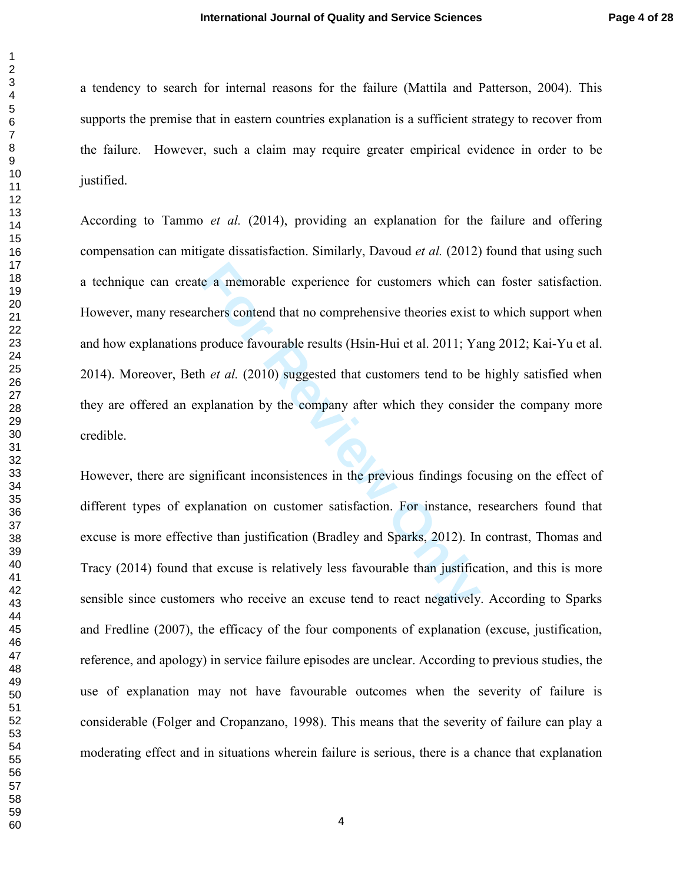a tendency to search for internal reasons for the failure (Mattila and Patterson, 2004). This supports the premise that in eastern countries explanation is a sufficient strategy to recover from the failure. However, such a claim may require greater empirical evidence in order to be justified.

According to Tammo *et al.* (2014), providing an explanation for the failure and offering compensation can mitigate dissatisfaction. Similarly, Davoud *et al.* (2012) found that using such a technique can create a memorable experience for customers which can foster satisfaction. However, many researchers contend that no comprehensive theories exist to which support when and how explanations produce favourable results (Hsin-Hui et al. 2011; Yang 2012; Kai-Yu et al. 2014). Moreover, Beth *et al.* (2010) suggested that customers tend to be highly satisfied when they are offered an explanation by the company after which they consider the company more credible.

However, there are significant inconsistences in the previous findings focusing on the effect of different types of explanation on customer satisfaction. For instance, researchers found that excuse is more effective than justification (Bradley and Sparks, 2012). In contrast, Thomas and Tracy (2014) found that excuse is relatively less favourable than justification, and this is more sensible since customers who receive an excuse tend to react negatively. According to Sparks and Fredline (2007), the efficacy of the four components of explanation (excuse, justification, reference, and apology) in service failure episodes are unclear. According to previous studies, the use of explanation may not have favourable outcomes when the severity of failure is considerable (Folger and Cropanzano, 1998). This means that the severity of failure can play a moderating effect and in situations wherein failure is serious, there is a chance that explanation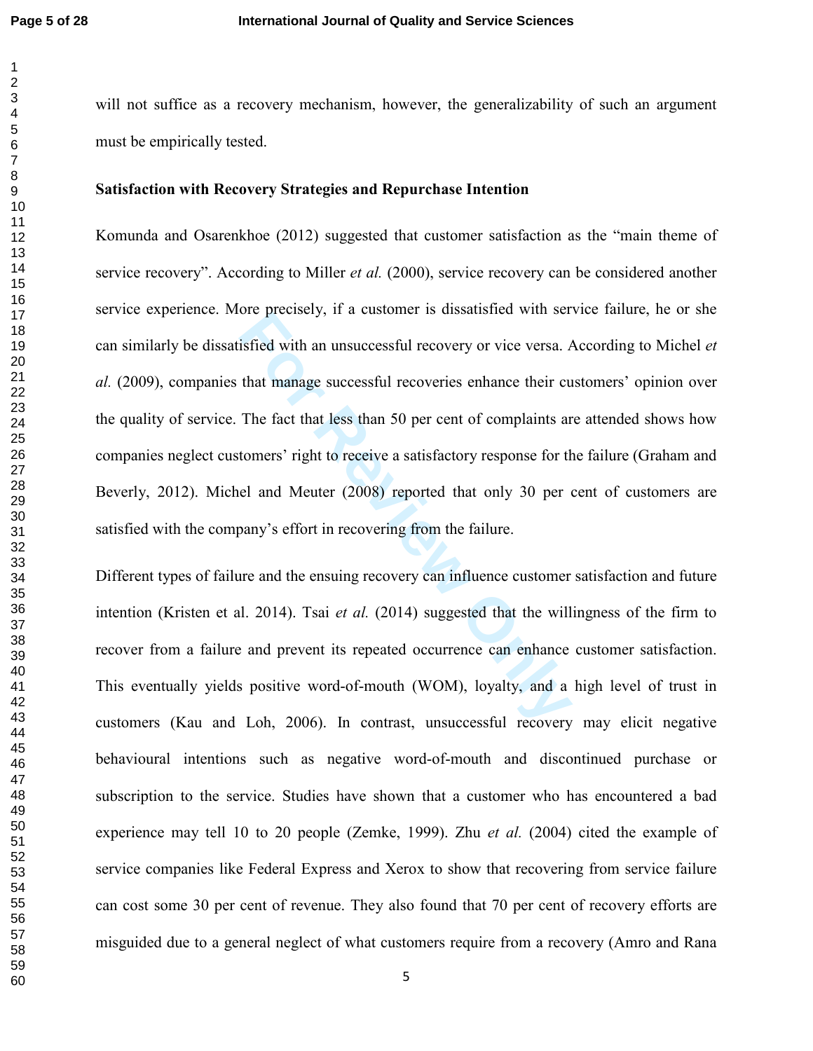will not suffice as a recovery mechanism, however, the generalizability of such an argument must be empirically tested.

**Satisfaction with Recovery Strategies and Repurchase Intention**

Komunda and Osarenkhoe (2012) suggested that customer satisfaction as the "main theme of service recovery". According to Miller *et al.* (2000), service recovery can be considered another service experience. More precisely, if a customer is dissatisfied with service failure, he or she can similarly be dissatisfied with an unsuccessful recovery or vice versa. According to Michel *et al.* (2009), companies that manage successful recoveries enhance their customers' opinion over the quality of service. The fact that less than 50 per cent of complaints are attended shows how companies neglect customers' right to receive a satisfactory response for the failure (Graham and Beverly, 2012). Michel and Meuter (2008) reported that only 30 per cent of customers are satisfied with the company's effort in recovering from the failure.

Different types of failure and the ensuing recovery can influence customer satisfaction and future intention (Kristen et al. 2014). Tsai *et al.* (2014) suggested that the willingness of the firm to recover from a failure and prevent its repeated occurrence can enhance customer satisfaction. This eventually yields positive word-of-mouth (WOM), loyalty, and a high level of trust in customers (Kau and Loh, 2006). In contrast, unsuccessful recovery may elicit negative behavioural intentions such as negative word-of-mouth and discontinued purchase or subscription to the service. Studies have shown that a customer who has encountered a bad experience may tell 10 to 20 people (Zemke, 1999). Zhu *et al.* (2004) cited the example of service companies like Federal Express and Xerox to show that recovering from service failure can cost some 30 per cent of revenue. They also found that 70 per cent of recovery efforts are misguided due to a general neglect of what customers require from a recovery (Amro and Rana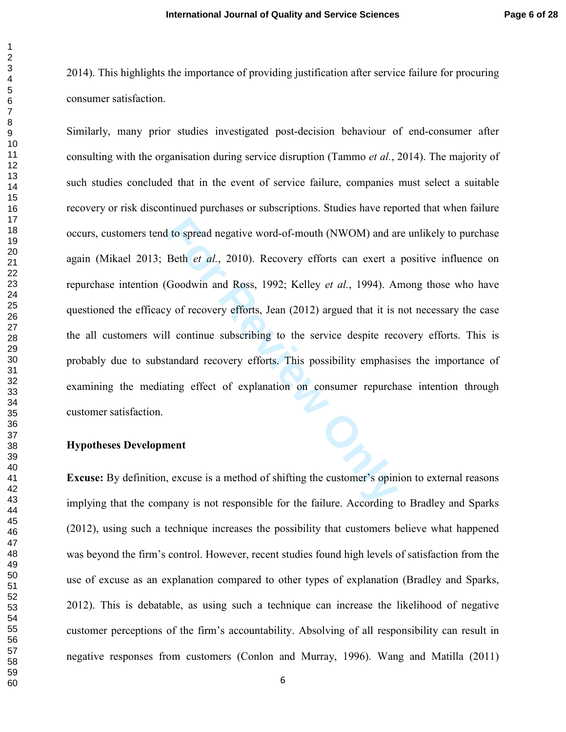2014). This highlights the importance of providing justification after service failure for procuring consumer satisfaction.

Similarly, many prior studies investigated post-decision behaviour of end-consumer after consulting with the organisation during service disruption (Tammo *et al.*, 2014). The majority of such studies concluded that in the event of service failure, companies must select a suitable recovery or risk discontinued purchases or subscriptions. Studies have reported that when failure occurs, customers tend to spread negative word-of-mouth (NWOM) and are unlikely to purchase again (Mikael 2013; Beth *et al.*, 2010). Recovery efforts can exert a positive influence on repurchase intention (Goodwin and Ross, 1992; Kelley *et al.*, 1994). Among those who have questioned the efficacy of recovery efforts, Jean (2012) argued that it is not necessary the case the all customers will continue subscribing to the service despite recovery efforts. This is probably due to substandard recovery efforts. This possibility emphasises the importance of examining the mediating effect of explanation on consumer repurchase intention through customer satisfaction.

**Hypotheses Development**

**Excuse:** By definition, excuse is a method of shifting the customer's opinion to external reasons implying that the company is not responsible for the failure. According to Bradley and Sparks (2012), using such a technique increases the possibility that customers believe what happened was beyond the firm's control. However, recent studies found high levels of satisfaction from the use of excuse as an explanation compared to other types of explanation (Bradley and Sparks, 2012). This is debatable, as using such a technique can increase the likelihood of negative customer perceptions of the firm's accountability. Absolving of all responsibility can result in negative responses from customers (Conlon and Murray, 1996). Wang and Matilla (2011)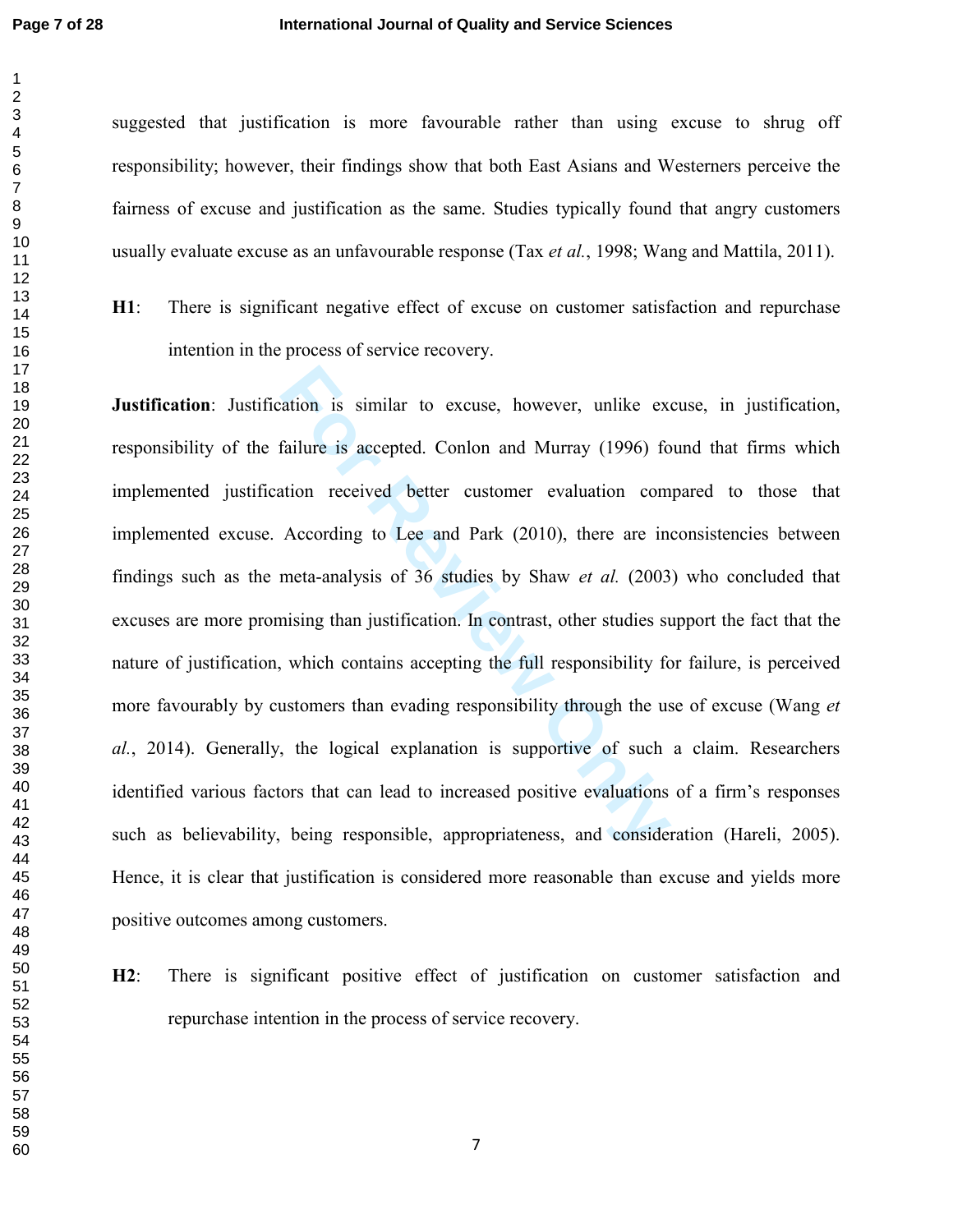suggested that justification is more favourable rather than using excuse to shrug off responsibility; however, their findings show that both East Asians and Westerners perceive the fairness of excuse and justification as the same. Studies typically found that angry customers usually evaluate excuse as an unfavourable response (Tax *et al.*, 1998; Wang and Mattila, 2011).

**H1**: There is significant negative effect of excuse on customer satisfaction and repurchase intention in the process of service recovery.

**Justification**: Justification is similar to excuse, however, unlike excuse, in justification, responsibility of the failure is accepted. Conlon and Murray (1996) found that firms which implemented justification received better customer evaluation compared to those that implemented excuse. According to Lee and Park (2010), there are inconsistencies between findings such as the meta-analysis of 36 studies by Shaw *et al.* (2003) who concluded that excuses are more promising than justification. In contrast, other studies support the fact that the nature of justification, which contains accepting the full responsibility for failure, is perceived more favourably by customers than evading responsibility through the use of excuse (Wang *et al.*, 2014). Generally, the logical explanation is supportive of such a claim. Researchers identified various factors that can lead to increased positive evaluations of a firm's responses such as believability, being responsible, appropriateness, and consideration (Hareli, 2005). Hence, it is clear that justification is considered more reasonable than excuse and yields more positive outcomes among customers.

**H2**: There is significant positive effect of justification on customer satisfaction and repurchase intention in the process of service recovery.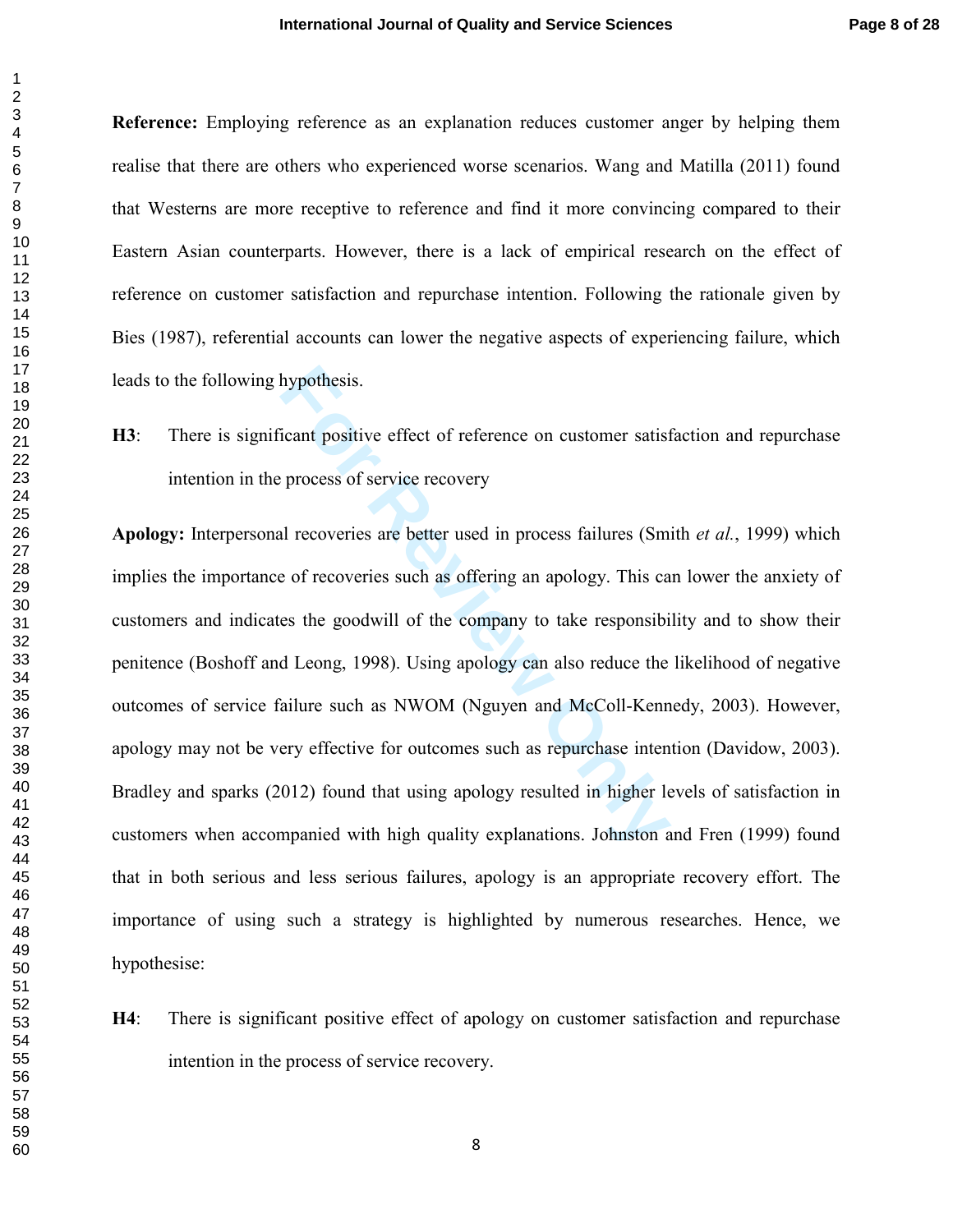**Reference:** Employing reference as an explanation reduces customer anger by helping them realise that there are others who experienced worse scenarios. Wang and Matilla (2011) found that Westerns are more receptive to reference and find it more convincing compared to their Eastern Asian counterparts. However, there is a lack of empirical research on the effect of reference on customer satisfaction and repurchase intention. Following the rationale given by Bies (1987), referential accounts can lower the negative aspects of experiencing failure, which leads to the following hypothesis.

**H3**: There is significant positive effect of reference on customer satisfaction and repurchase intention in the process of service recovery

**Apology:** Interpersonal recoveries are better used in process failures (Smith *et al.*, 1999) which implies the importance of recoveries such as offering an apology. This can lower the anxiety of customers and indicates the goodwill of the company to take responsibility and to show their penitence (Boshoff and Leong, 1998). Using apology can also reduce the likelihood of negative outcomes of service failure such as NWOM (Nguyen and McColl-Kennedy, 2003). However, apology may not be very effective for outcomes such as repurchase intention (Davidow, 2003). Bradley and sparks (2012) found that using apology resulted in higher levels of satisfaction in customers when accompanied with high quality explanations. Johnston and Fren (1999) found that in both serious and less serious failures, apology is an appropriate recovery effort. The importance of using such a strategy is highlighted by numerous researches. Hence, we hypothesise:

**H4**: There is significant positive effect of apology on customer satisfaction and repurchase intention in the process of service recovery.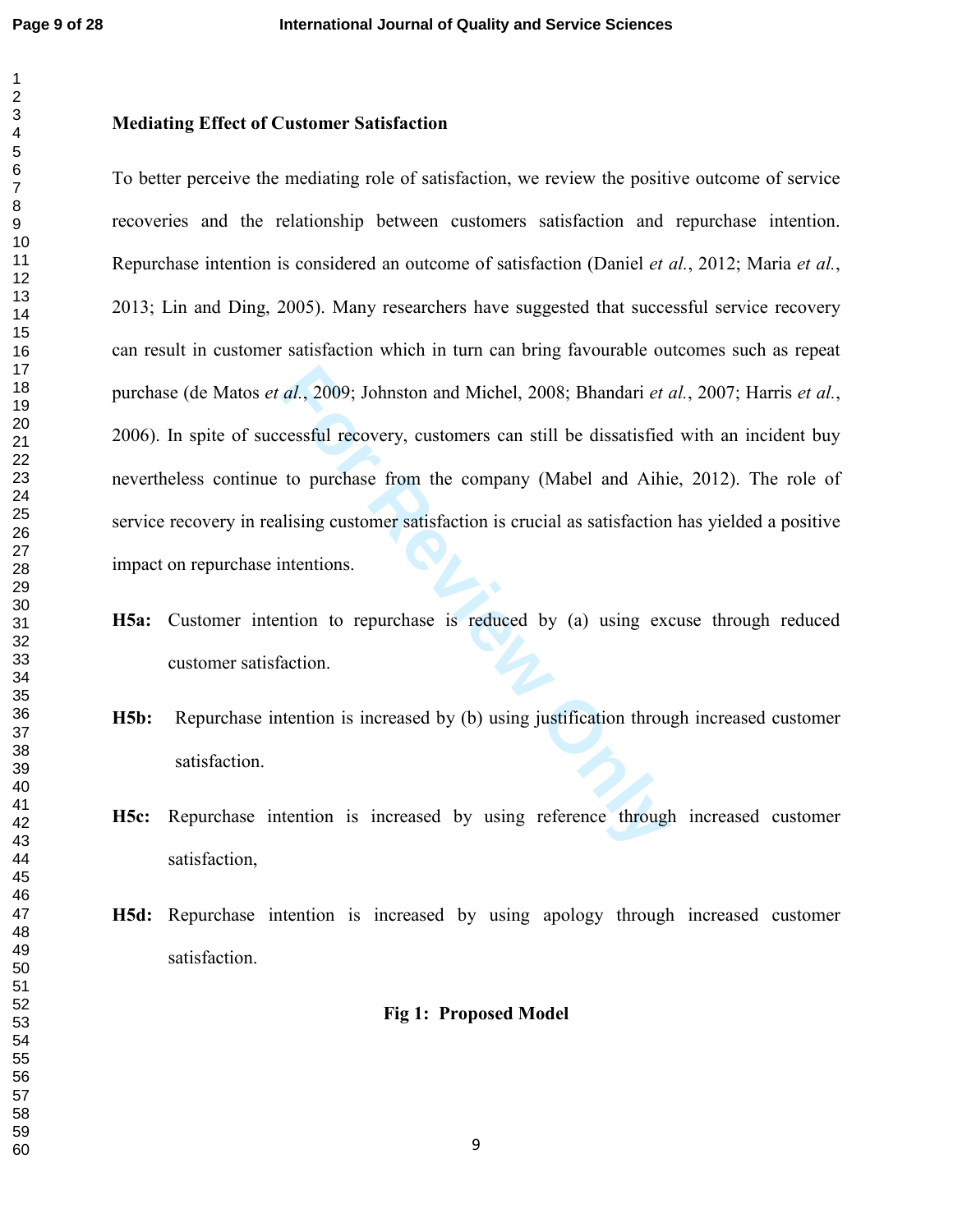**Mediating Effect of Customer Satisfaction**

To better perceive the mediating role of satisfaction, we review the positive outcome of service recoveries and the relationship between customers satisfaction and repurchase intention. Repurchase intention is considered an outcome of satisfaction (Daniel *et al.*, 2012; Maria *et al.*, 2013; Lin and Ding, 2005). Many researchers have suggested that successful service recovery can result in customer satisfaction which in turn can bring favourable outcomes such as repeat purchase (de Matos *et al.*, 2009; Johnston and Michel, 2008; Bhandari *et al.*, 2007; Harris *et al.*, 2006). In spite of successful recovery, customers can still be dissatisfied with an incident buy nevertheless continue to purchase from the company (Mabel and Aihie, 2012). The role of service recovery in realising customer satisfaction is crucial as satisfaction has yielded a positive impact on repurchase intentions.

**H5a:** Customer intention to repurchase is reduced by (a) using excuse through reduced customer satisfaction.

**H5b:** Repurchase intention is increased by (b) using justification through increased customer satisfaction.

**H5c:** Repurchase intention is increased by using reference through increased customer satisfaction,

**H5d:** Repurchase intention is increased by using apology through increased customer satisfaction.

**Fig 1: Proposed Model**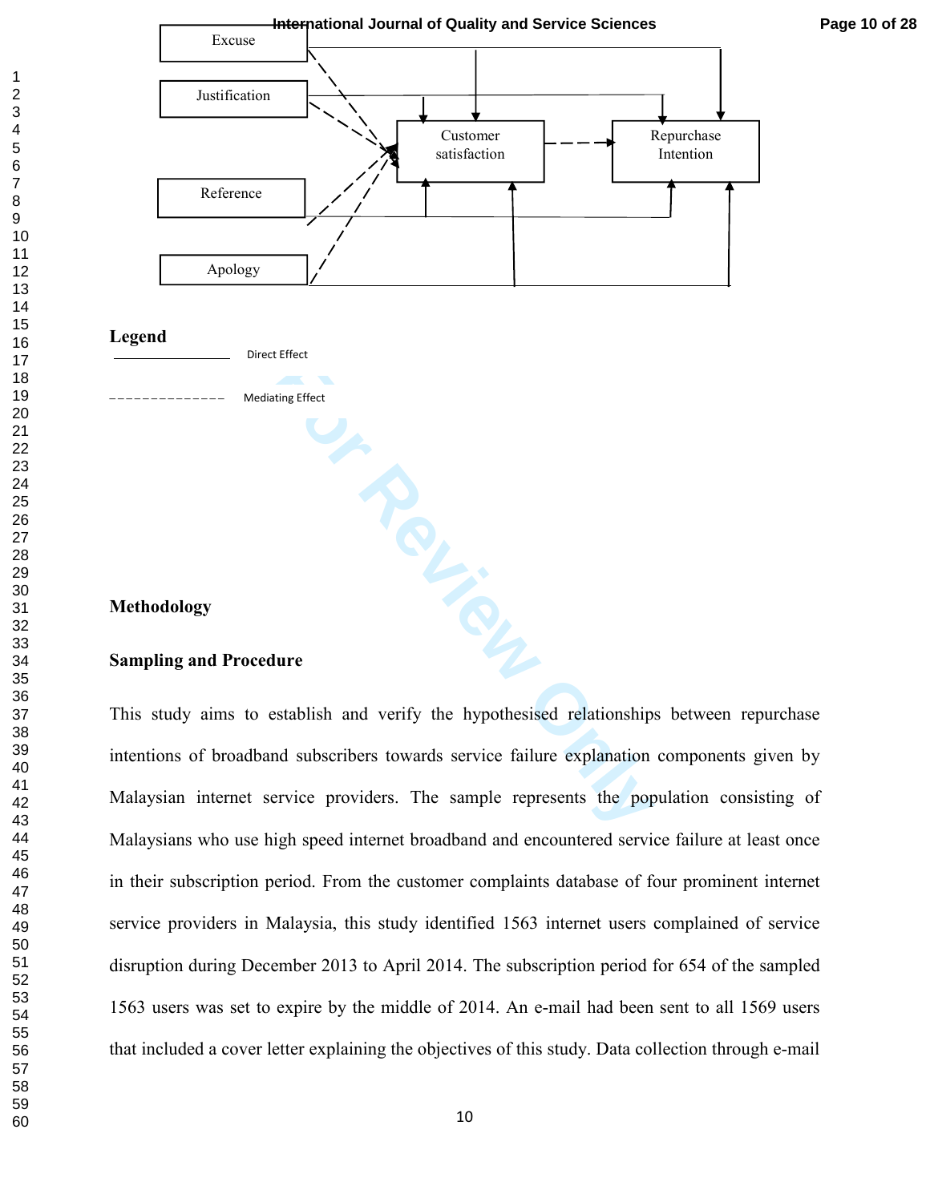Excuse

Justification

Reference

Apology

Customer satisfaction

Repurchase Intention

**Legend**

Direct Effect

Mediating Effect

## Methodology

### Sampling and Procedure

This study aims to establish and verify the hypothesised relationships between repurchase intentions of broadband subscribers towards service failure explanation components given by Malaysian internet service providers. The sample represents the population consisting of Malaysians who use high speed internet broadband and encountered service failure at least once in their subscription period. From the customer complaints database of four prominent internet service providers in Malaysia, this study identified 1563 internet users complained of service disruption during December 2013 to April 2014. The subscription period for 654 of the sampled 1563 users was set to expire by the middle of 2014. An e-mail had been sent to all 1569 users that included a cover letter explaining the objectives of this study. Data collection through e-mail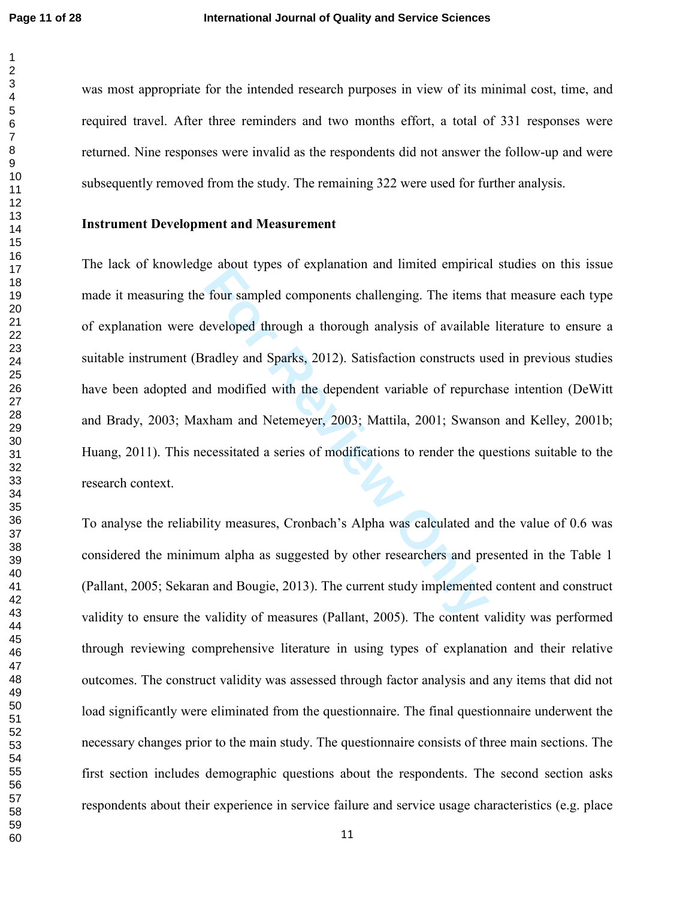was most appropriate for the intended research purposes in view of its minimal cost, time, and required travel. After three reminders and two months effort, a total of 331 responses were returned. Nine responses were invalid as the respondents did not answer the follow-up and were subsequently removed from the study. The remaining 322 were used for further analysis.

**Instrument Development and Measurement**

The lack of knowledge about types of explanation and limited empirical studies on this issue made it measuring the four sampled components challenging. The items that measure each type of explanation were developed through a thorough analysis of available literature to ensure a suitable instrument (Bradley and Sparks, 2012). Satisfaction constructs used in previous studies have been adopted and modified with the dependent variable of repurchase intention (DeWitt and Brady, 2003; Maxham and Netemeyer, 2003; Mattila, 2001; Swanson and Kelley, 2001b; Huang, 2011). This necessitated a series of modifications to render the questions suitable to the research context.

To analyse the reliability measures, Cronbach's Alpha was calculated and the value of 0.6 was considered the minimum alpha as suggested by other researchers and presented in the Table 1 (Pallant, 2005; Sekaran and Bougie, 2013). The current study implemented content and construct validity to ensure the validity of measures (Pallant, 2005). The content validity was performed through reviewing comprehensive literature in using types of explanation and their relative outcomes. The construct validity was assessed through factor analysis and any items that did not load significantly were eliminated from the questionnaire. The final questionnaire underwent the necessary changes prior to the main study. The questionnaire consists of three main sections. The first section includes demographic questions about the respondents. The second section asks respondents about their experience in service failure and service usage characteristics (e.g. place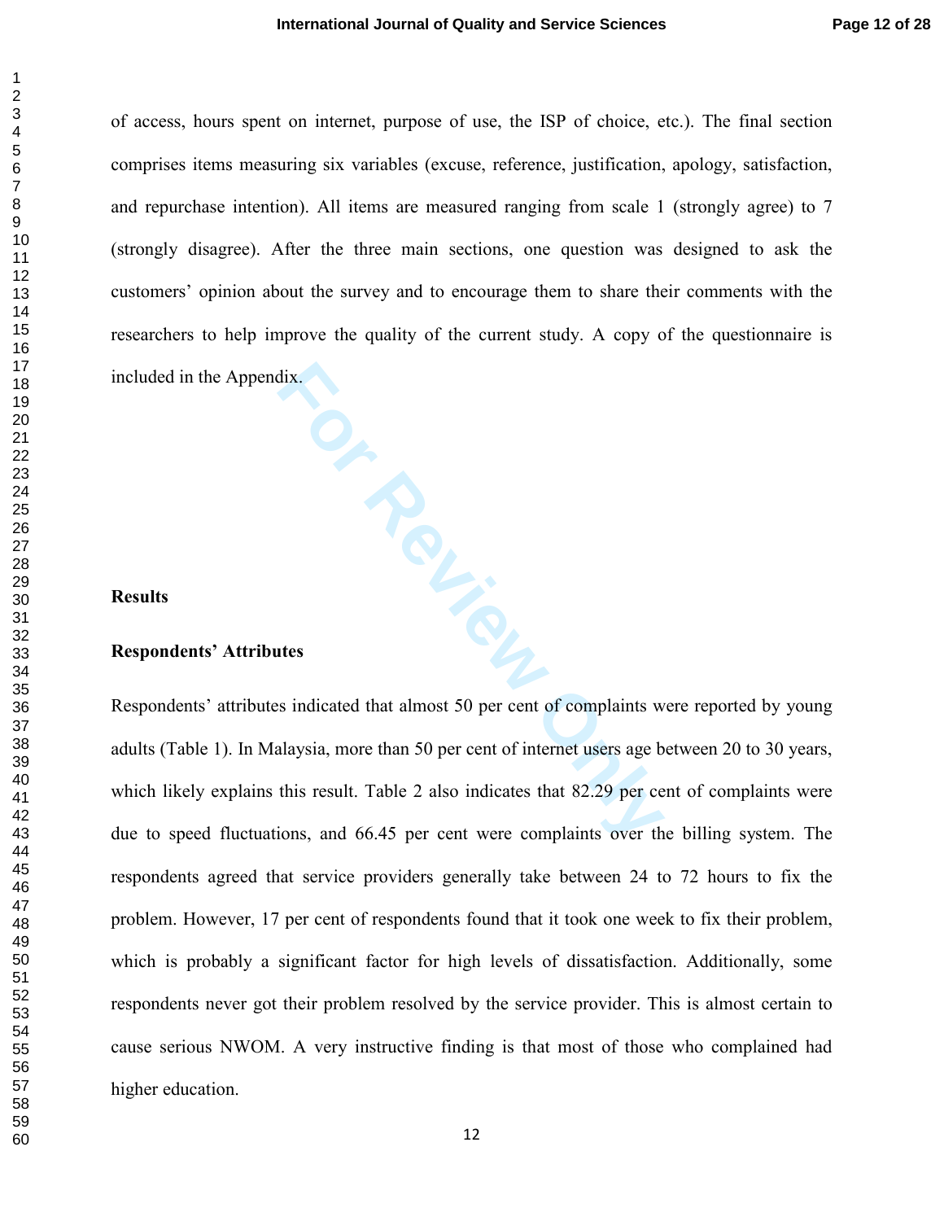of access, hours spent on internet, purpose of use, the ISP of choice, etc.). The final section comprises items measuring six variables (excuse, reference, justification, apology, satisfaction, and repurchase intention). All items are measured ranging from scale 1 (strongly agree) to 7 (strongly disagree). After the three main sections, one question was designed to ask the customers' opinion about the survey and to encourage them to share their comments with the researchers to help improve the quality of the current study. A copy of the questionnaire is included in the Appendix.

## Results

### Respondents' Attributes

Respondents' attributes indicated that almost 50 per cent of complaints were reported by young adults (Table 1). In Malaysia, more than 50 per cent of internet users age between 20 to 30 years, which likely explains this result. Table 2 also indicates that 82.29 per cent of complaints were due to speed fluctuations, and 66.45 per cent were complaints over the billing system. The respondents agreed that service providers generally take between 24 to 72 hours to fix the problem. However, 17 per cent of respondents found that it took one week to fix their problem, which is probably a significant factor for high levels of dissatisfaction. Additionally, some respondents never got their problem resolved by the service provider. This is almost certain to cause serious NWOM. A very instructive finding is that most of those who complained had higher education.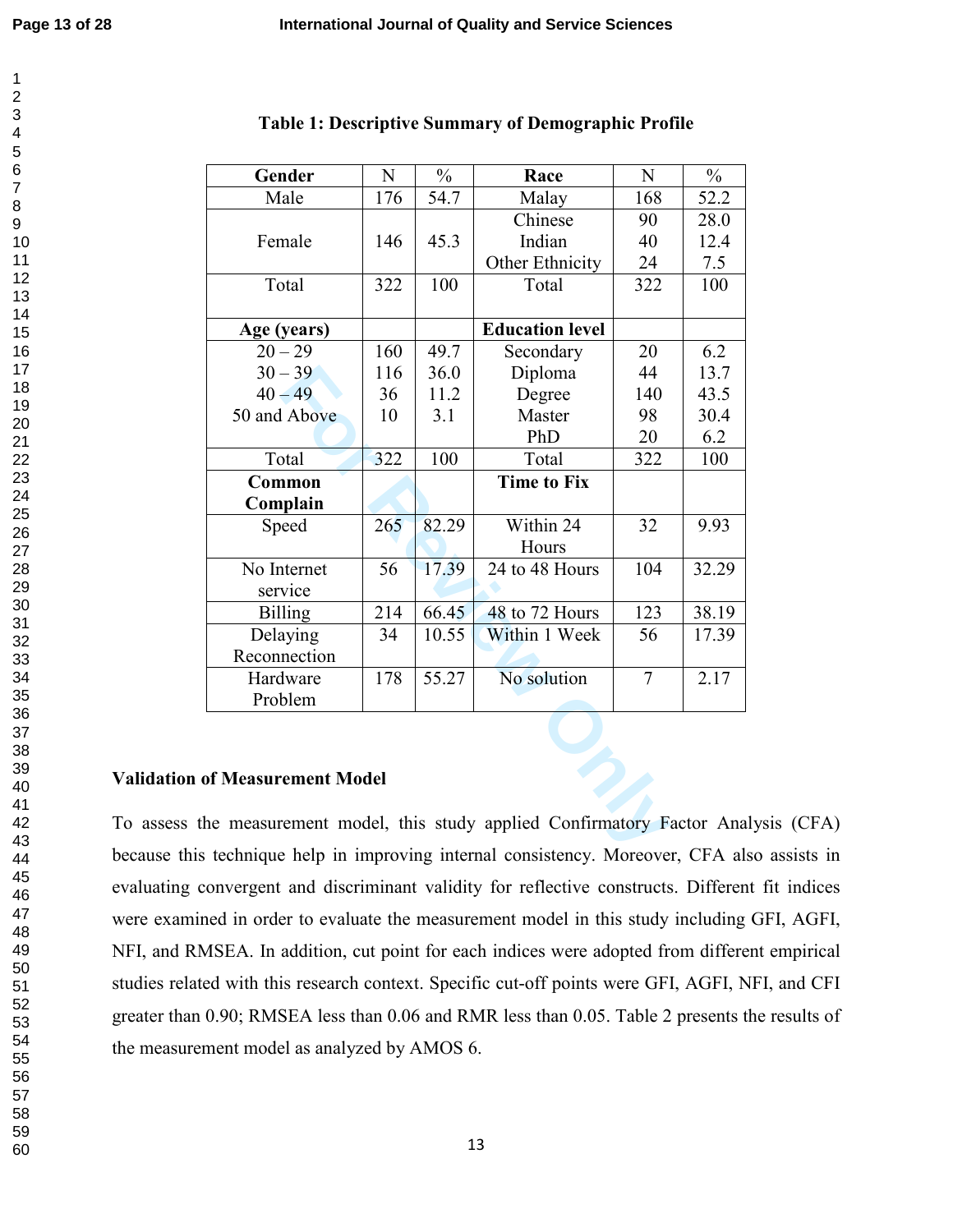**Table 1: Descriptive Summary of Demographic Profile**

| Gender | N | % | Race | N | % |
|---|---|---|---|---|---|
| Male | 176 | 54.7 | Malay | 168 | 52.2 |
| Female | 146 | 45.3 | Chinese | 90 | 28.0 |
| | | | Indian | 40 | 12.4 |
| | | | Other Ethnicity | 24 | 7.5 |
| Total | 322 | 100 | Total | 322 | 100 |
| **Age (years)** | | | **Education level** | | |
| 20 – 29 | 160 | 49.7 | Secondary | 20 | 6.2 |
| 30 – 39 | 116 | 36.0 | Diploma | 44 | 13.7 |
| 40 – 49 | 36 | 11.2 | Degree | 140 | 43.5 |
| 50 and Above | 10 | 3.1 | Master | 98 | 30.4 |
| | | | PhD | 20 | 6.2 |
| Total | 322 | 100 | Total | 322 | 100 |
| **Common Complain** | | | **Time to Fix** | | |
| Speed | 265 | 82.29 | Within 24 Hours | 32 | 9.93 |
| No Internet service | 56 | 17.39 | 24 to 48 Hours | 104 | 32.29 |
| Billing | 214 | 66.45 | 48 to 72 Hours | 123 | 38.19 |
| Delaying Reconnection | 34 | 10.55 | Within 1 Week | 56 | 17.39 |
| Hardware Problem | 178 | 55.27 | No solution | 7 | 2.17 |

**Validation of Measurement Model**

To assess the measurement model, this study applied Confirmatory Factor Analysis (CFA) because this technique help in improving internal consistency. Moreover, CFA also assists in evaluating convergent and discriminant validity for reflective constructs. Different fit indices were examined in order to evaluate the measurement model in this study including GFI, AGFI, NFI, and RMSEA. In addition, cut point for each indices were adopted from different empirical studies related with this research context. Specific cut-off points were GFI, AGFI, NFI, and CFI greater than 0.90; RMSEA less than 0.06 and RMR less than 0.05. Table 2 presents the results of the measurement model as analyzed by AMOS 6.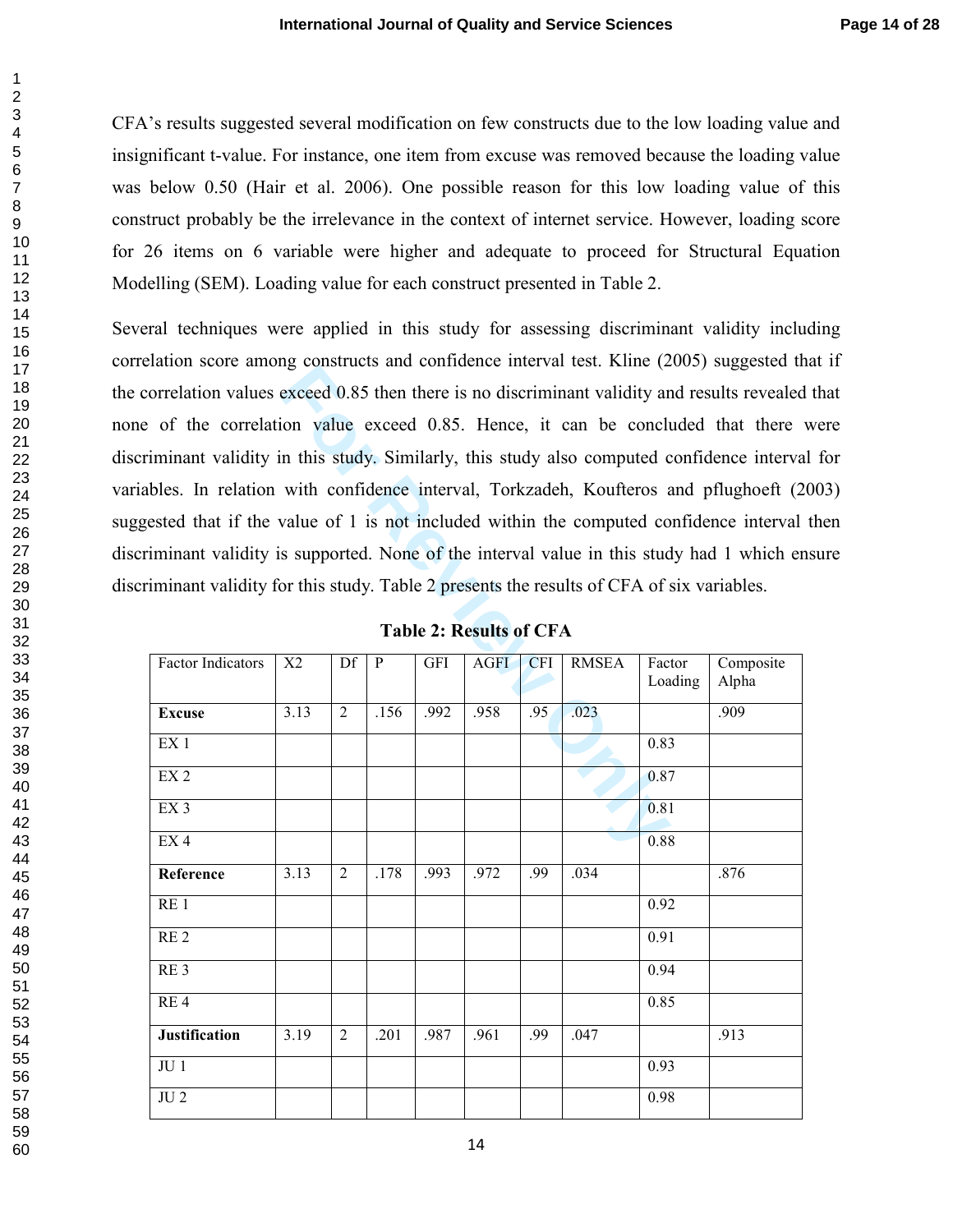CFA's results suggested several modification on few constructs due to the low loading value and insignificant t-value. For instance, one item from excuse was removed because the loading value was below 0.50 (Hair et al. 2006). One possible reason for this low loading value of this construct probably be the irrelevance in the context of internet service. However, loading score for 26 items on 6 variable were higher and adequate to proceed for Structural Equation Modelling (SEM). Loading value for each construct presented in Table 2.

Several techniques were applied in this study for assessing discriminant validity including correlation score among constructs and confidence interval test. Kline (2005) suggested that if the correlation values exceed 0.85 then there is no discriminant validity and results revealed that none of the correlation value exceed 0.85. Hence, it can be concluded that there were discriminant validity in this study. Similarly, this study also computed confidence interval for variables. In relation with confidence interval, Torkzadeh, Koufteros and pflughoeft (2003) suggested that if the value of 1 is not included within the computed confidence interval then discriminant validity is supported. None of the interval value in this study had 1 which ensure discriminant validity for this study. Table 2 presents the results of CFA of six variables.

**Table 2: Results of CFA**

| Factor Indicators | X2 | Df | P | GFI | AGFI | CFI | RMSEA | Factor Loading | Composite Alpha |
|---|---|---|---|---|---|---|---|---|---|
| **Excuse** | 3.13 | 2 | .156 | .992 | .958 | .95 | .023 | | .909 |
| EX 1 | | | | | | | | 0.83 | |
| EX 2 | | | | | | | | 0.87 | |
| EX 3 | | | | | | | | 0.81 | |
| EX 4 | | | | | | | | 0.88 | |
| **Reference** | 3.13 | 2 | .178 | .993 | .972 | .99 | .034 | | .876 |
| RE 1 | | | | | | | | 0.92 | |
| RE 2 | | | | | | | | 0.91 | |
| RE 3 | | | | | | | | 0.94 | |
| RE 4 | | | | | | | | 0.85 | |
| **Justification** | 3.19 | 2 | .201 | .987 | .961 | .99 | .047 | | .913 |
| JU 1 | | | | | | | | 0.93 | |
| JU 2 | | | | | | | | 0.98 | |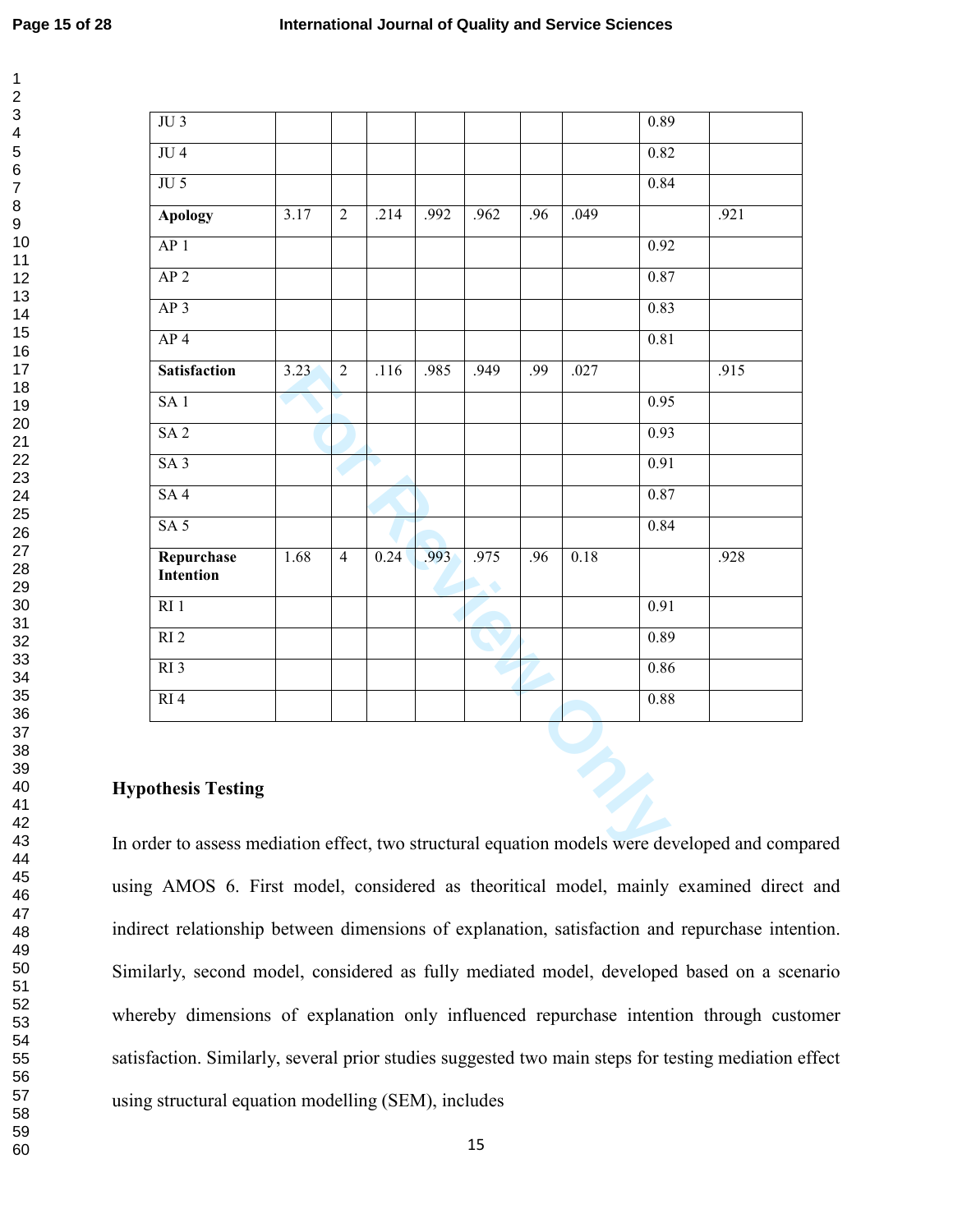| | | | | | | | | | |
|---|---|---|---|---|---|---|---|---|---|
| JU 3 | | | | | | | | 0.89 | |
| JU 4 | | | | | | | | 0.82 | |
| JU 5 | | | | | | | | 0.84 | |
| **Apology** | 3.17 | 2 | .214 | .992 | .962 | .96 | .049 | | .921 |
| AP 1 | | | | | | | | 0.92 | |
| AP 2 | | | | | | | | 0.87 | |
| AP 3 | | | | | | | | 0.83 | |
| AP 4 | | | | | | | | 0.81 | |
| **Satisfaction** | 3.23 | 2 | .116 | .985 | .949 | .99 | .027 | | .915 |
| SA 1 | | | | | | | | 0.95 | |
| SA 2 | | | | | | | | 0.93 | |
| SA 3 | | | | | | | | 0.91 | |
| SA 4 | | | | | | | | 0.87 | |
| SA 5 | | | | | | | | 0.84 | |
| **Repurchase Intention** | 1.68 | 4 | 0.24 | .993 | .975 | .96 | 0.18 | | .928 |
| RI 1 | | | | | | | | 0.91 | |
| RI 2 | | | | | | | | 0.89 | |
| RI 3 | | | | | | | | 0.86 | |
| RI 4 | | | | | | | | 0.88 | |

## Hypothesis Testing

In order to assess mediation effect, two structural equation models were developed and compared using AMOS 6. First model, considered as theoritical model, mainly examined direct and indirect relationship between dimensions of explanation, satisfaction and repurchase intention. Similarly, second model, considered as fully mediated model, developed based on a scenario whereby dimensions of explanation only influenced repurchase intention through customer satisfaction. Similarly, several prior studies suggested two main steps for testing mediation effect using structural equation modelling (SEM), includes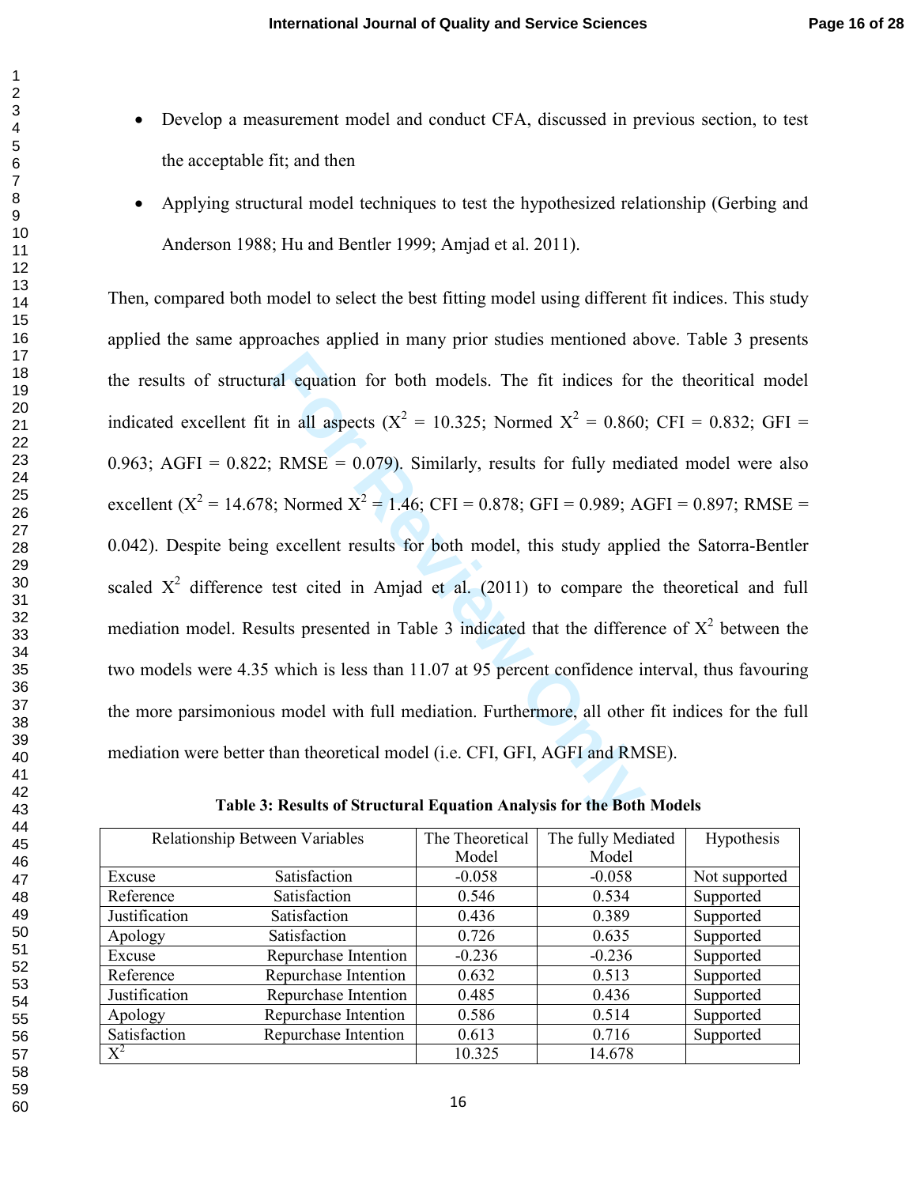- Develop a measurement model and conduct CFA, discussed in previous section, to test the acceptable fit; and then
- Applying structural model techniques to test the hypothesized relationship (Gerbing and Anderson 1988; Hu and Bentler 1999; Amjad et al. 2011).

Then, compared both model to select the best fitting model using different fit indices. This study applied the same approaches applied in many prior studies mentioned above. Table 3 presents the results of structural equation for both models. The fit indices for the theoritical model indicated excellent fit in all aspects ($X^2$ = 10.325; Normed $X^2$ = 0.860; CFI = 0.832; GFI = 0.963; AGFI = 0.822; RMSE = 0.079). Similarly, results for fully mediated model were also excellent ($X^2$ = 14.678; Normed $X^2$ = 1.46; CFI = 0.878; GFI = 0.989; AGFI = 0.897; RMSE = 0.042). Despite being excellent results for both model, this study applied the Satorra-Bentler scaled $X^2$ difference test cited in Amjad et al. (2011) to compare the theoretical and full mediation model. Results presented in Table 3 indicated that the difference of $X^2$ between the two models were 4.35 which is less than 11.07 at 95 percent confidence interval, thus favouring the more parsimonious model with full mediation. Furthermore, all other fit indices for the full mediation were better than theoretical model (i.e. CFI, GFI, AGFI and RMSE).

**Table 3: Results of Structural Equation Analysis for the Both Models**

| Relationship Between Variables | | The Theoretical Model | The fully Mediated Model | Hypothesis |
|---|---|---|---|---|
| Excuse | Satisfaction | -0.058 | -0.058 | Not supported |
| Reference | Satisfaction | 0.546 | 0.534 | Supported |
| Justification | Satisfaction | 0.436 | 0.389 | Supported |
| Apology | Satisfaction | 0.726 | 0.635 | Supported |
| Excuse | Repurchase Intention | -0.236 | -0.236 | Supported |
| Reference | Repurchase Intention | 0.632 | 0.513 | Supported |
| Justification | Repurchase Intention | 0.485 | 0.436 | Supported |
| Apology | Repurchase Intention | 0.586 | 0.514 | Supported |
| Satisfaction | Repurchase Intention | 0.613 | 0.716 | Supported |
| $X^2$ | | 10.325 | 14.678 | |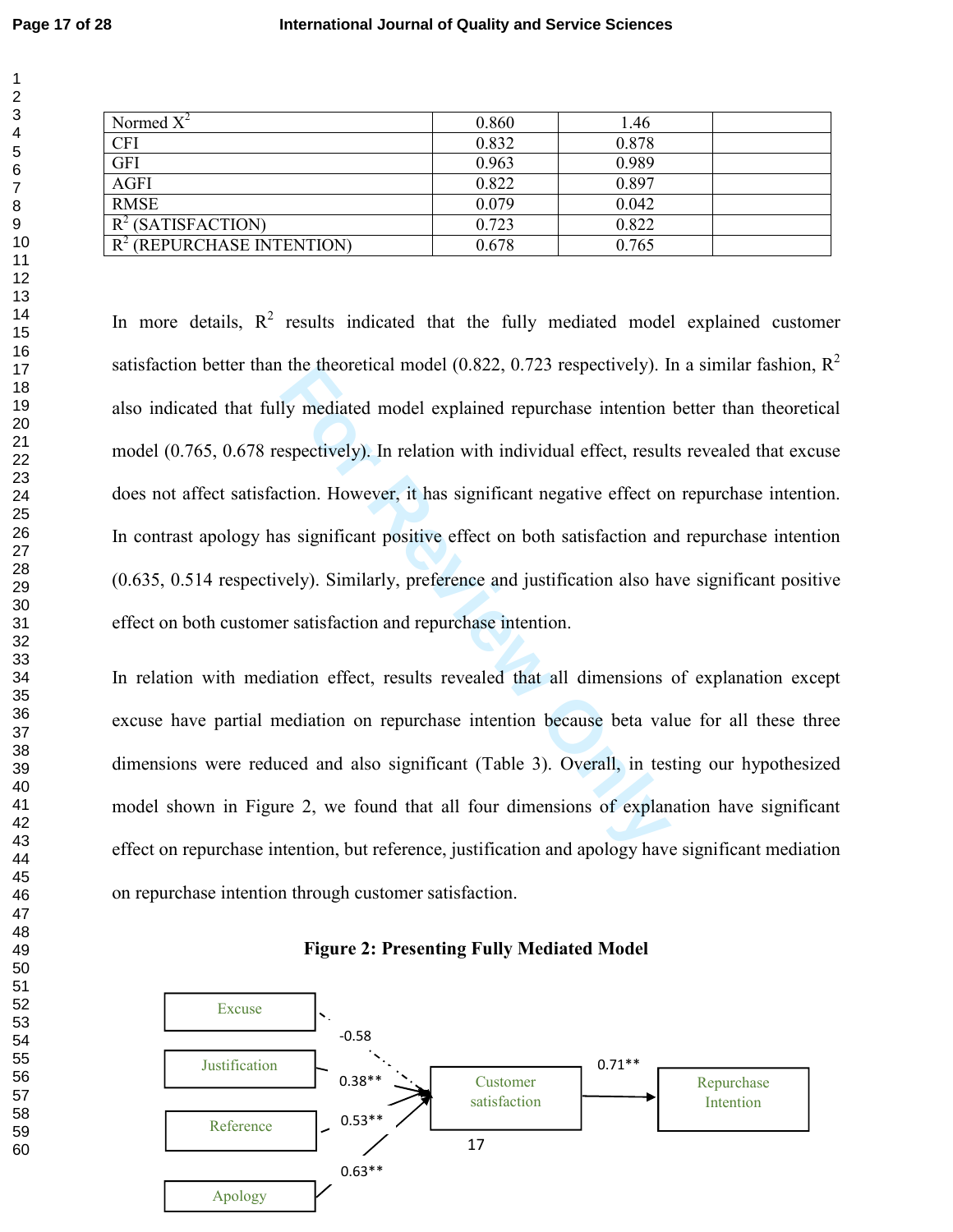| Normed $X^2$ | 0.860 | 1.46 | |
|---|---|---|---|
| CFI | 0.832 | 0.878 | |
| GFI | 0.963 | 0.989 | |
| AGFI | 0.822 | 0.897 | |
| RMSE | 0.079 | 0.042 | |
| $R^2$ (SATISFACTION) | 0.723 | 0.822 | |
| $R^2$ (REPURCHASE INTENTION) | 0.678 | 0.765 | |

In more details, $R^2$ results indicated that the fully mediated model explained customer satisfaction better than the theoretical model (0.822, 0.723 respectively). In a similar fashion, $R^2$ also indicated that fully mediated model explained repurchase intention better than theoretical model (0.765, 0.678 respectively). In relation with individual effect, results revealed that excuse does not affect satisfaction. However, it has significant negative effect on repurchase intention. In contrast apology has significant positive effect on both satisfaction and repurchase intention (0.635, 0.514 respectively). Similarly, preference and justification also have significant positive effect on both customer satisfaction and repurchase intention.

In relation with mediation effect, results revealed that all dimensions of explanation except excuse have partial mediation on repurchase intention because beta value for all these three dimensions were reduced and also significant (Table 3). Overall, in testing our hypothesized model shown in Figure 2, we found that all four dimensions of explanation have significant effect on repurchase intention, but reference, justification and apology have significant mediation on repurchase intention through customer satisfaction.

**Figure 2: Presenting Fully Mediated Model**

Excuse → Customer satisfaction: -0.58

Justification → Customer satisfaction: 0.38**

Reference → Customer satisfaction: 0.53**

Apology → Customer satisfaction: 0.63**

Customer satisfaction → Repurchase Intention: 0.71**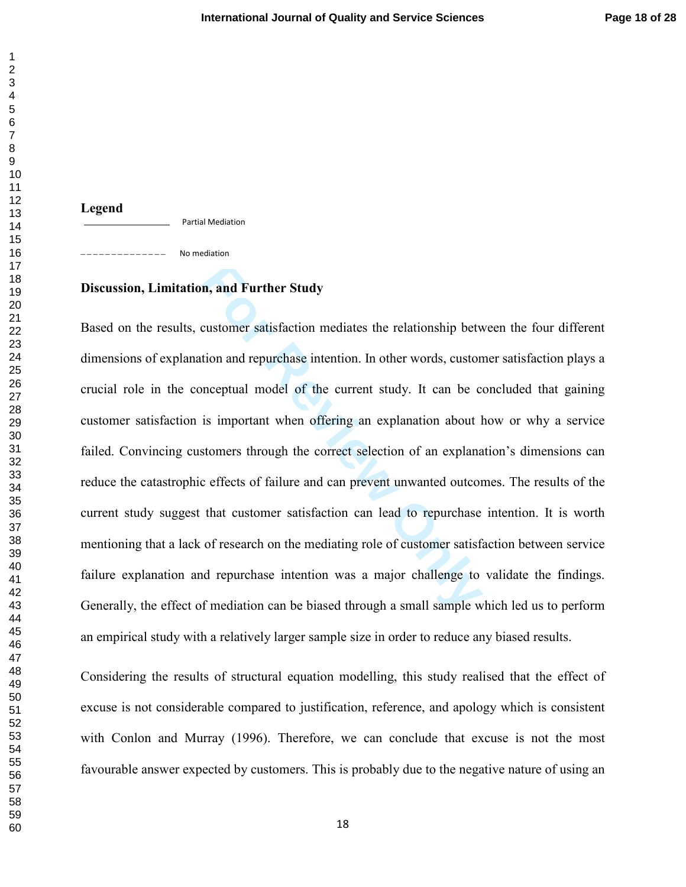**Legend**

———————— Partial Mediation

– – – – – – – – – – No mediation

**Discussion, Limitation, and Further Study**

Based on the results, customer satisfaction mediates the relationship between the four different dimensions of explanation and repurchase intention. In other words, customer satisfaction plays a crucial role in the conceptual model of the current study. It can be concluded that gaining customer satisfaction is important when offering an explanation about how or why a service failed. Convincing customers through the correct selection of an explanation's dimensions can reduce the catastrophic effects of failure and can prevent unwanted outcomes. The results of the current study suggest that customer satisfaction can lead to repurchase intention. It is worth mentioning that a lack of research on the mediating role of customer satisfaction between service failure explanation and repurchase intention was a major challenge to validate the findings. Generally, the effect of mediation can be biased through a small sample which led us to perform an empirical study with a relatively larger sample size in order to reduce any biased results.

Considering the results of structural equation modelling, this study realised that the effect of excuse is not considerable compared to justification, reference, and apology which is consistent with Conlon and Murray (1996). Therefore, we can conclude that excuse is not the most favourable answer expected by customers. This is probably due to the negative nature of using an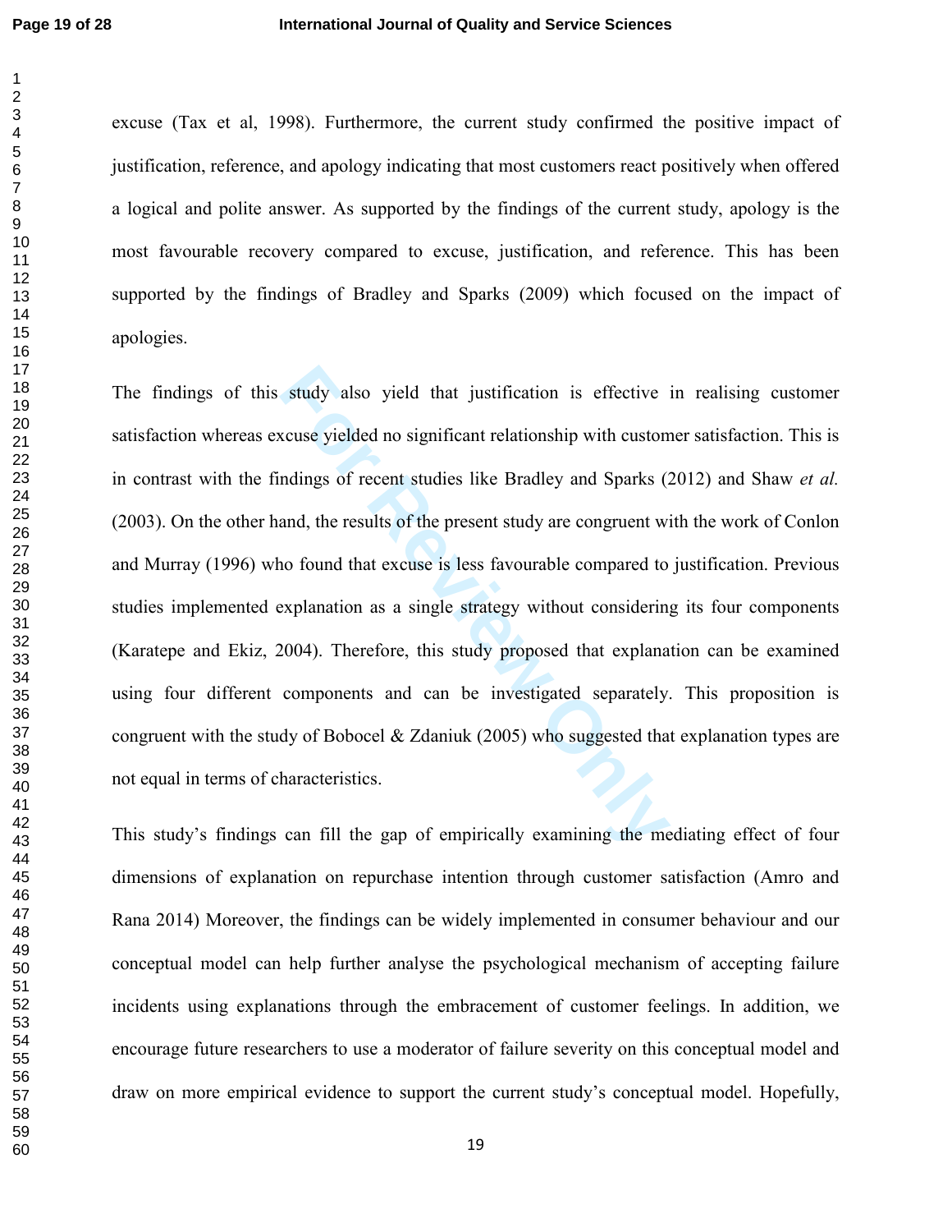excuse (Tax et al, 1998). Furthermore, the current study confirmed the positive impact of justification, reference, and apology indicating that most customers react positively when offered a logical and polite answer. As supported by the findings of the current study, apology is the most favourable recovery compared to excuse, justification, and reference. This has been supported by the findings of Bradley and Sparks (2009) which focused on the impact of apologies.

The findings of this study also yield that justification is effective in realising customer satisfaction whereas excuse yielded no significant relationship with customer satisfaction. This is in contrast with the findings of recent studies like Bradley and Sparks (2012) and Shaw *et al.* (2003). On the other hand, the results of the present study are congruent with the work of Conlon and Murray (1996) who found that excuse is less favourable compared to justification. Previous studies implemented explanation as a single strategy without considering its four components (Karatepe and Ekiz, 2004). Therefore, this study proposed that explanation can be examined using four different components and can be investigated separately. This proposition is congruent with the study of Bobocel & Zdaniuk (2005) who suggested that explanation types are not equal in terms of characteristics.

This study's findings can fill the gap of empirically examining the mediating effect of four dimensions of explanation on repurchase intention through customer satisfaction (Amro and Rana 2014) Moreover, the findings can be widely implemented in consumer behaviour and our conceptual model can help further analyse the psychological mechanism of accepting failure incidents using explanations through the embracement of customer feelings. In addition, we encourage future researchers to use a moderator of failure severity on this conceptual model and draw on more empirical evidence to support the current study's conceptual model. Hopefully,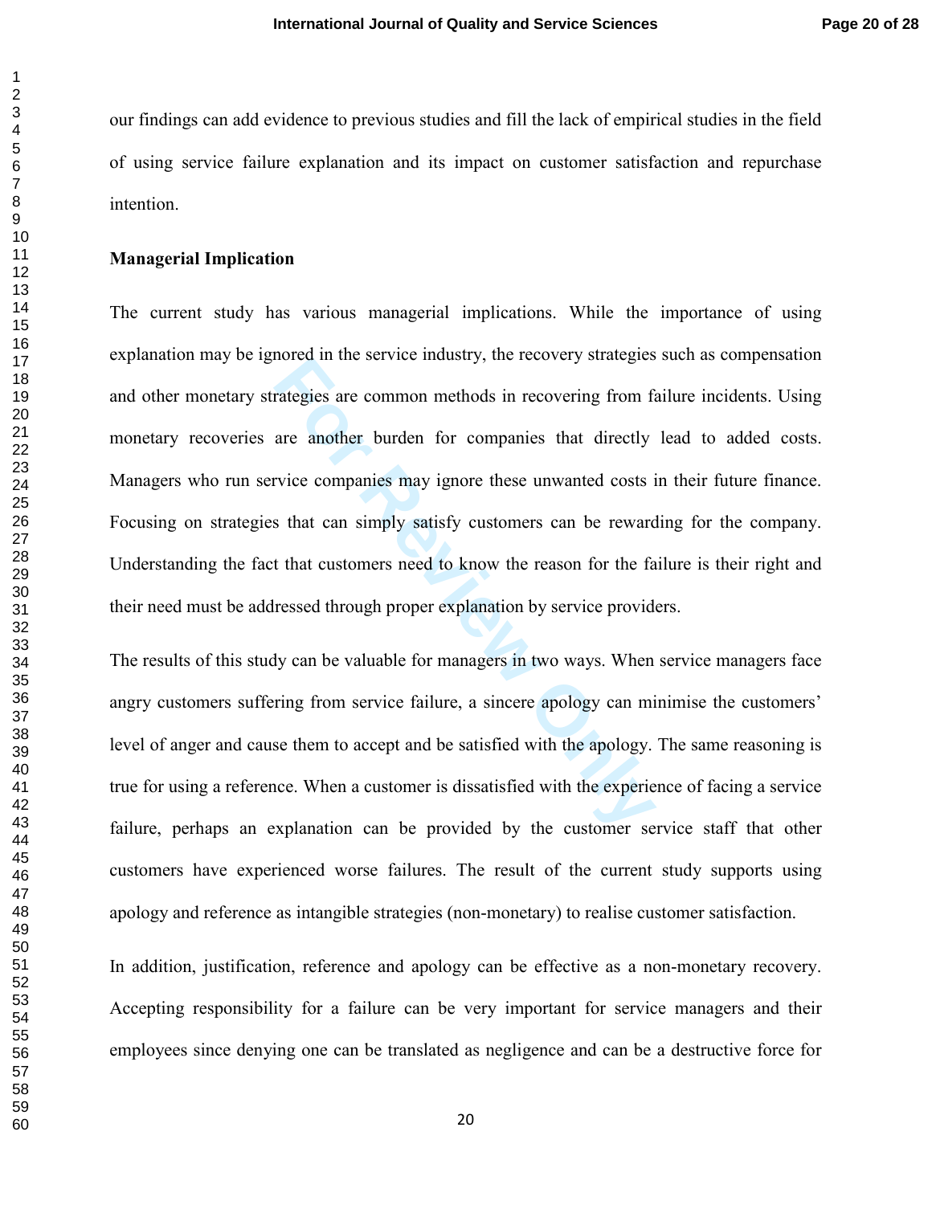our findings can add evidence to previous studies and fill the lack of empirical studies in the field of using service failure explanation and its impact on customer satisfaction and repurchase intention.

**Managerial Implication**

The current study has various managerial implications. While the importance of using explanation may be ignored in the service industry, the recovery strategies such as compensation and other monetary strategies are common methods in recovering from failure incidents. Using monetary recoveries are another burden for companies that directly lead to added costs. Managers who run service companies may ignore these unwanted costs in their future finance. Focusing on strategies that can simply satisfy customers can be rewarding for the company. Understanding the fact that customers need to know the reason for the failure is their right and their need must be addressed through proper explanation by service providers.

The results of this study can be valuable for managers in two ways. When service managers face angry customers suffering from service failure, a sincere apology can minimise the customers' level of anger and cause them to accept and be satisfied with the apology. The same reasoning is true for using a reference. When a customer is dissatisfied with the experience of facing a service failure, perhaps an explanation can be provided by the customer service staff that other customers have experienced worse failures. The result of the current study supports using apology and reference as intangible strategies (non-monetary) to realise customer satisfaction.

In addition, justification, reference and apology can be effective as a non-monetary recovery. Accepting responsibility for a failure can be very important for service managers and their employees since denying one can be translated as negligence and can be a destructive force for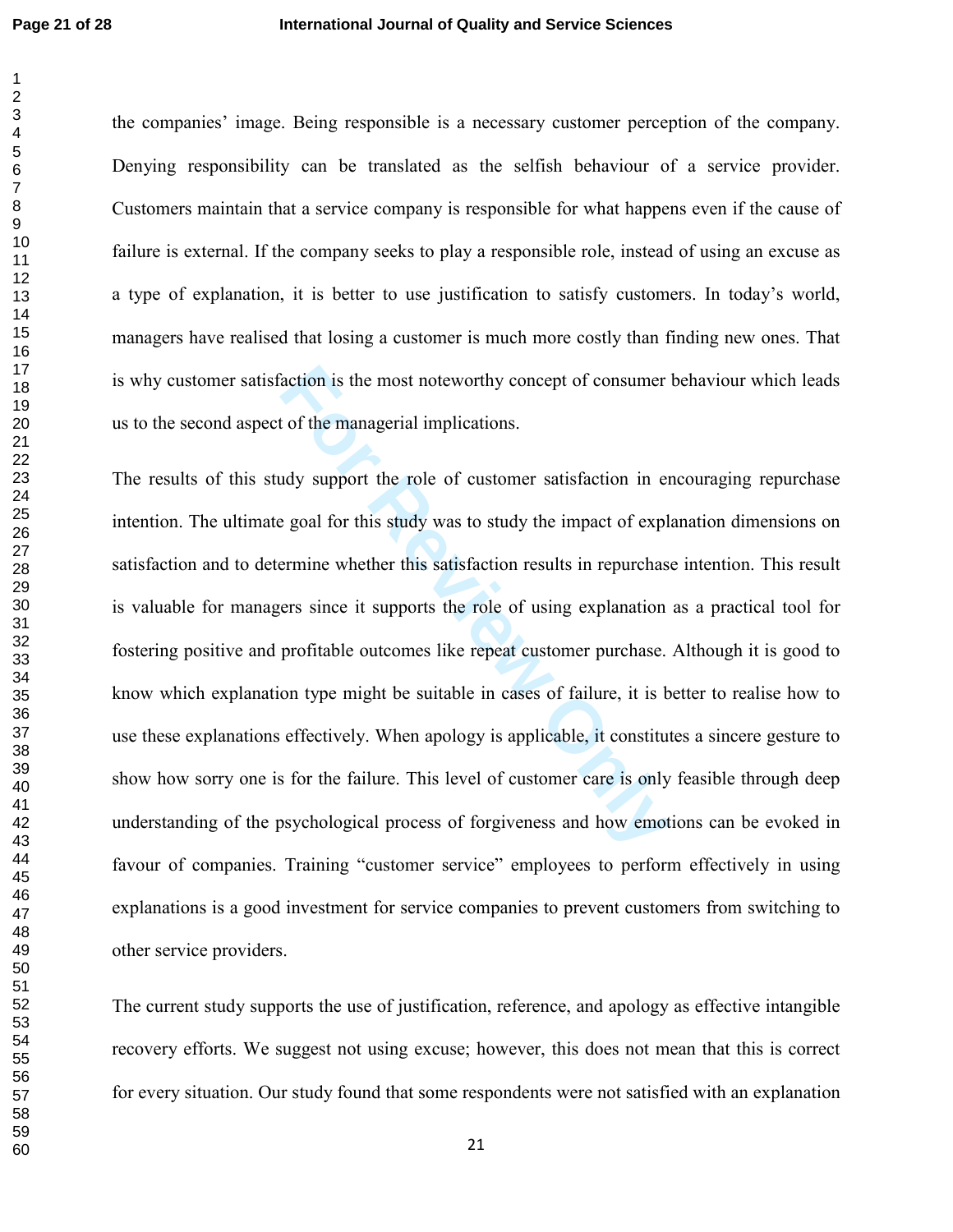the companies' image. Being responsible is a necessary customer perception of the company. Denying responsibility can be translated as the selfish behaviour of a service provider. Customers maintain that a service company is responsible for what happens even if the cause of failure is external. If the company seeks to play a responsible role, instead of using an excuse as a type of explanation, it is better to use justification to satisfy customers. In today's world, managers have realised that losing a customer is much more costly than finding new ones. That is why customer satisfaction is the most noteworthy concept of consumer behaviour which leads us to the second aspect of the managerial implications.

The results of this study support the role of customer satisfaction in encouraging repurchase intention. The ultimate goal for this study was to study the impact of explanation dimensions on satisfaction and to determine whether this satisfaction results in repurchase intention. This result is valuable for managers since it supports the role of using explanation as a practical tool for fostering positive and profitable outcomes like repeat customer purchase. Although it is good to know which explanation type might be suitable in cases of failure, it is better to realise how to use these explanations effectively. When apology is applicable, it constitutes a sincere gesture to show how sorry one is for the failure. This level of customer care is only feasible through deep understanding of the psychological process of forgiveness and how emotions can be evoked in favour of companies. Training "customer service" employees to perform effectively in using explanations is a good investment for service companies to prevent customers from switching to other service providers.

The current study supports the use of justification, reference, and apology as effective intangible recovery efforts. We suggest not using excuse; however, this does not mean that this is correct for every situation. Our study found that some respondents were not satisfied with an explanation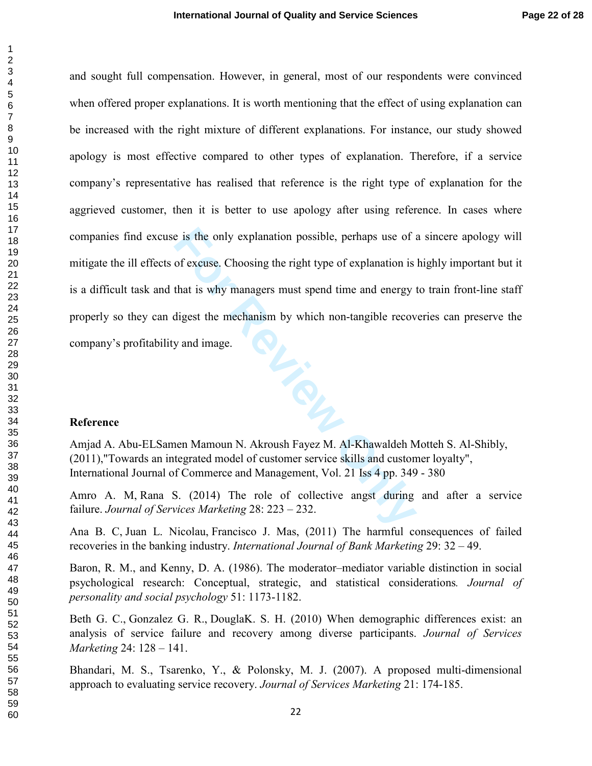and sought full compensation. However, in general, most of our respondents were convinced when offered proper explanations. It is worth mentioning that the effect of using explanation can be increased with the right mixture of different explanations. For instance, our study showed apology is most effective compared to other types of explanation. Therefore, if a service company's representative has realised that reference is the right type of explanation for the aggrieved customer, then it is better to use apology after using reference. In cases where companies find excuse is the only explanation possible, perhaps use of a sincere apology will mitigate the ill effects of excuse. Choosing the right type of explanation is highly important but it is a difficult task and that is why managers must spend time and energy to train front-line staff properly so they can digest the mechanism by which non-tangible recoveries can preserve the company's profitability and image.

**Reference**

Amjad A. Abu-ELSamen Mamoun N. Akroush Fayez M. Al-Khawaldeh Motteh S. Al-Shibly, (2011),"Towards an integrated model of customer service skills and customer loyalty", International Journal of Commerce and Management, Vol. 21 Iss 4 pp. 349 - 380

Amro A. M, Rana S. (2014) The role of collective angst during and after a service failure. *Journal of Services Marketing* 28: 223 – 232.

Ana B. C, Juan L. Nicolau, Francisco J. Mas, (2011) The harmful consequences of failed recoveries in the banking industry. *International Journal of Bank Marketing* 29: 32 – 49.

Baron, R. M., and Kenny, D. A. (1986). The moderator–mediator variable distinction in social psychological research: Conceptual, strategic, and statistical considerations*. Journal of personality and social psychology* 51: 1173-1182.

Beth G. C., Gonzalez G. R., DouglaK. S. H. (2010) When demographic differences exist: an analysis of service failure and recovery among diverse participants. *Journal of Services Marketing* 24: 128 – 141.

Bhandari, M. S., Tsarenko, Y., & Polonsky, M. J. (2007). A proposed multi-dimensional approach to evaluating service recovery. *Journal of Services Marketing* 21: 174-185.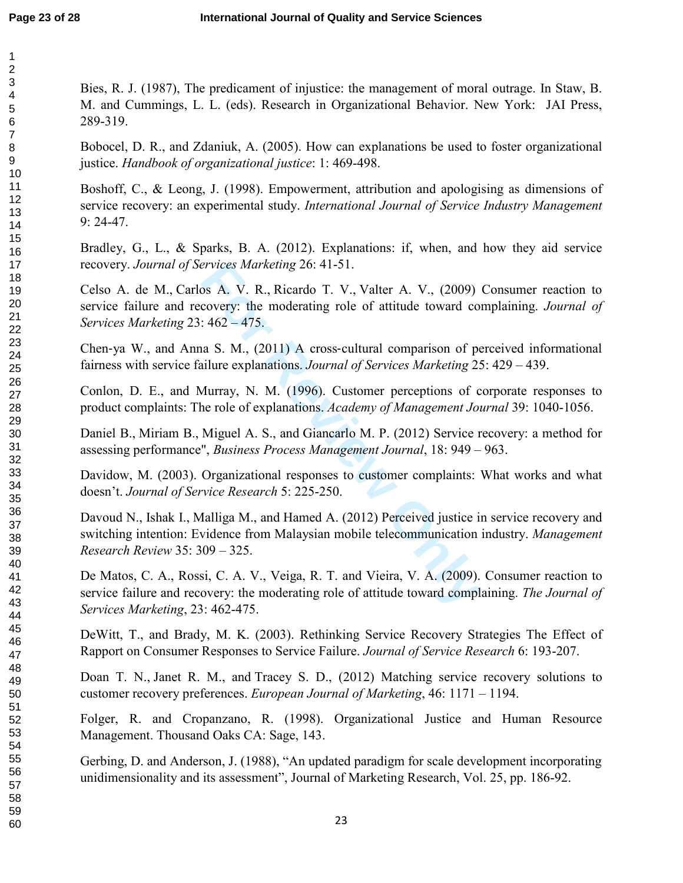Bies, R. J. (1987), The predicament of injustice: the management of moral outrage. In Staw, B. M. and Cummings, L. L. (eds). Research in Organizational Behavior. New York: JAI Press, 289-319.

Bobocel, D. R., and Zdaniuk, A. (2005). How can explanations be used to foster organizational justice. *Handbook of organizational justice*: 1: 469-498.

Boshoff, C., & Leong, J. (1998). Empowerment, attribution and apologising as dimensions of service recovery: an experimental study. *International Journal of Service Industry Management* 9: 24-47.

Bradley, G., L., & Sparks, B. A. (2012). Explanations: if, when, and how they aid service recovery. *Journal of Services Marketing* 26: 41-51.

Celso A. de M., Carlos A. V. R., Ricardo T. V., Valter A. V., (2009) Consumer reaction to service failure and recovery: the moderating role of attitude toward complaining. *Journal of Services Marketing* 23: 462 – 475.

Chen-ya W., and Anna S. M., (2011) A cross-cultural comparison of perceived informational fairness with service failure explanations. *Journal of Services Marketing* 25: 429 – 439.

Conlon, D. E., and Murray, N. M. (1996). Customer perceptions of corporate responses to product complaints: The role of explanations. *Academy of Management Journal* 39: 1040-1056.

Daniel B., Miriam B., Miguel A. S., and Giancarlo M. P. (2012) Service recovery: a method for assessing performance", *Business Process Management Journal*, 18: 949 – 963.

Davidow, M. (2003). Organizational responses to customer complaints: What works and what doesn't. *Journal of Service Research* 5: 225-250.

Davoud N., Ishak I., Malliga M., and Hamed A. (2012) Perceived justice in service recovery and switching intention: Evidence from Malaysian mobile telecommunication industry. *Management Research Review* 35: 309 – 325.

De Matos, C. A., Rossi, C. A. V., Veiga, R. T. and Vieira, V. A. (2009). Consumer reaction to service failure and recovery: the moderating role of attitude toward complaining. *The Journal of Services Marketing*, 23: 462-475.

DeWitt, T., and Brady, M. K. (2003). Rethinking Service Recovery Strategies The Effect of Rapport on Consumer Responses to Service Failure. *Journal of Service Research* 6: 193-207.

Doan T. N., Janet R. M., and Tracey S. D., (2012) Matching service recovery solutions to customer recovery preferences. *European Journal of Marketing*, 46: 1171 – 1194.

Folger, R. and Cropanzano, R. (1998). Organizational Justice and Human Resource Management. Thousand Oaks CA: Sage, 143.

Gerbing, D. and Anderson, J. (1988), "An updated paradigm for scale development incorporating unidimensionality and its assessment", Journal of Marketing Research, Vol. 25, pp. 186-92.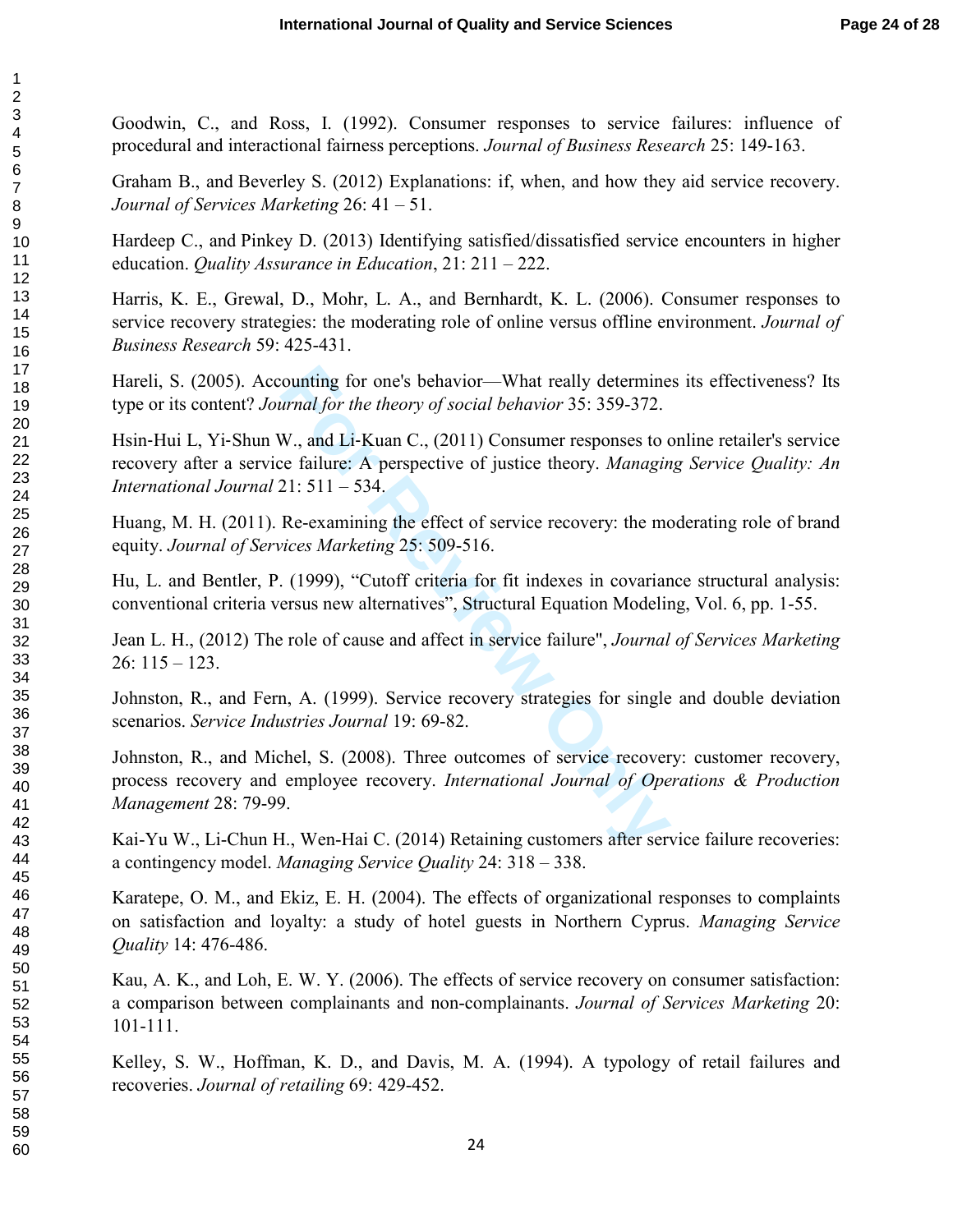Goodwin, C., and Ross, I. (1992). Consumer responses to service failures: influence of procedural and interactional fairness perceptions. *Journal of Business Research* 25: 149-163.

Graham B., and Beverley S. (2012) Explanations: if, when, and how they aid service recovery. *Journal of Services Marketing* 26: 41 – 51.

Hardeep C., and Pinkey D. (2013) Identifying satisfied/dissatisfied service encounters in higher education. *Quality Assurance in Education*, 21: 211 – 222.

Harris, K. E., Grewal, D., Mohr, L. A., and Bernhardt, K. L. (2006). Consumer responses to service recovery strategies: the moderating role of online versus offline environment. *Journal of Business Research* 59: 425-431.

Hareli, S. (2005). Accounting for one's behavior—What really determines its effectiveness? Its type or its content? *Journal for the theory of social behavior* 35: 359-372.

Hsin-Hui L, Yi-Shun W., and Li-Kuan C., (2011) Consumer responses to online retailer's service recovery after a service failure: A perspective of justice theory. *Managing Service Quality: An International Journal* 21: 511 – 534.

Huang, M. H. (2011). Re-examining the effect of service recovery: the moderating role of brand equity. *Journal of Services Marketing* 25: 509-516.

Hu, L. and Bentler, P. (1999), "Cutoff criteria for fit indexes in covariance structural analysis: conventional criteria versus new alternatives", Structural Equation Modeling, Vol. 6, pp. 1-55.

Jean L. H., (2012) The role of cause and affect in service failure", *Journal of Services Marketing* 26: 115 – 123.

Johnston, R., and Fern, A. (1999). Service recovery strategies for single and double deviation scenarios. *Service Industries Journal* 19: 69-82.

Johnston, R., and Michel, S. (2008). Three outcomes of service recovery: customer recovery, process recovery and employee recovery. *International Journal of Operations & Production Management* 28: 79-99.

Kai-Yu W., Li-Chun H., Wen-Hai C. (2014) Retaining customers after service failure recoveries: a contingency model. *Managing Service Quality* 24: 318 – 338.

Karatepe, O. M., and Ekiz, E. H. (2004). The effects of organizational responses to complaints on satisfaction and loyalty: a study of hotel guests in Northern Cyprus. *Managing Service Quality* 14: 476-486.

Kau, A. K., and Loh, E. W. Y. (2006). The effects of service recovery on consumer satisfaction: a comparison between complainants and non-complainants. *Journal of Services Marketing* 20: 101-111.

Kelley, S. W., Hoffman, K. D., and Davis, M. A. (1994). A typology of retail failures and recoveries. *Journal of retailing* 69: 429-452.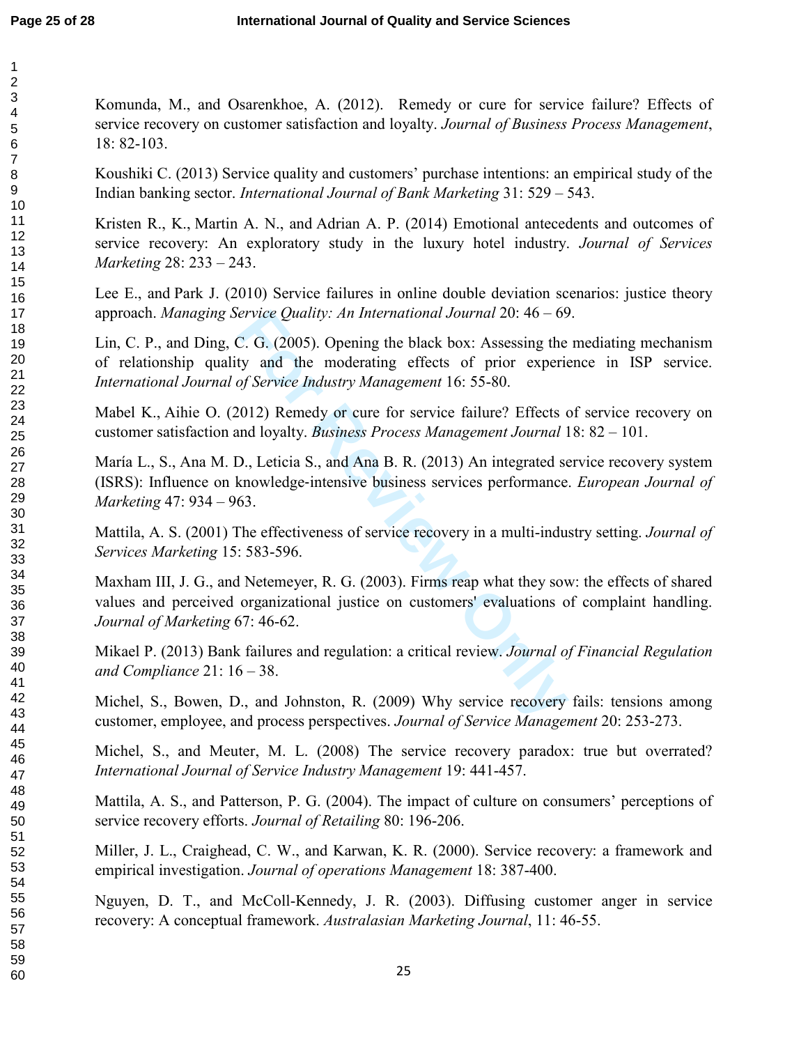Komunda, M., and Osarenkhoe, A. (2012). Remedy or cure for service failure? Effects of service recovery on customer satisfaction and loyalty. *Journal of Business Process Management*, 18: 82-103.

Koushiki C. (2013) Service quality and customers' purchase intentions: an empirical study of the Indian banking sector. *International Journal of Bank Marketing* 31: 529 – 543.

Kristen R., K., Martin A. N., and Adrian A. P. (2014) Emotional antecedents and outcomes of service recovery: An exploratory study in the luxury hotel industry. *Journal of Services Marketing* 28: 233 – 243.

Lee E., and Park J. (2010) Service failures in online double deviation scenarios: justice theory approach. *Managing Service Quality: An International Journal* 20: 46 – 69.

Lin, C. P., and Ding, C. G. (2005). Opening the black box: Assessing the mediating mechanism of relationship quality and the moderating effects of prior experience in ISP service. *International Journal of Service Industry Management* 16: 55-80.

Mabel K., Aihie O. (2012) Remedy or cure for service failure? Effects of service recovery on customer satisfaction and loyalty. *Business Process Management Journal* 18: 82 – 101.

María L., S., Ana M. D., Leticia S., and Ana B. R. (2013) An integrated service recovery system (ISRS): Influence on knowledge-intensive business services performance. *European Journal of Marketing* 47: 934 – 963.

Mattila, A. S. (2001) The effectiveness of service recovery in a multi-industry setting. *Journal of Services Marketing* 15: 583-596.

Maxham III, J. G., and Netemeyer, R. G. (2003). Firms reap what they sow: the effects of shared values and perceived organizational justice on customers' evaluations of complaint handling. *Journal of Marketing* 67: 46-62.

Mikael P. (2013) Bank failures and regulation: a critical review. *Journal of Financial Regulation and Compliance* 21: 16 – 38.

Michel, S., Bowen, D., and Johnston, R. (2009) Why service recovery fails: tensions among customer, employee, and process perspectives. *Journal of Service Management* 20: 253-273.

Michel, S., and Meuter, M. L. (2008) The service recovery paradox: true but overrated? *International Journal of Service Industry Management* 19: 441-457.

Mattila, A. S., and Patterson, P. G. (2004). The impact of culture on consumers' perceptions of service recovery efforts. *Journal of Retailing* 80: 196-206.

Miller, J. L., Craighead, C. W., and Karwan, K. R. (2000). Service recovery: a framework and empirical investigation. *Journal of operations Management* 18: 387-400.

Nguyen, D. T., and McColl-Kennedy, J. R. (2003). Diffusing customer anger in service recovery: A conceptual framework. *Australasian Marketing Journal*, 11: 46-55.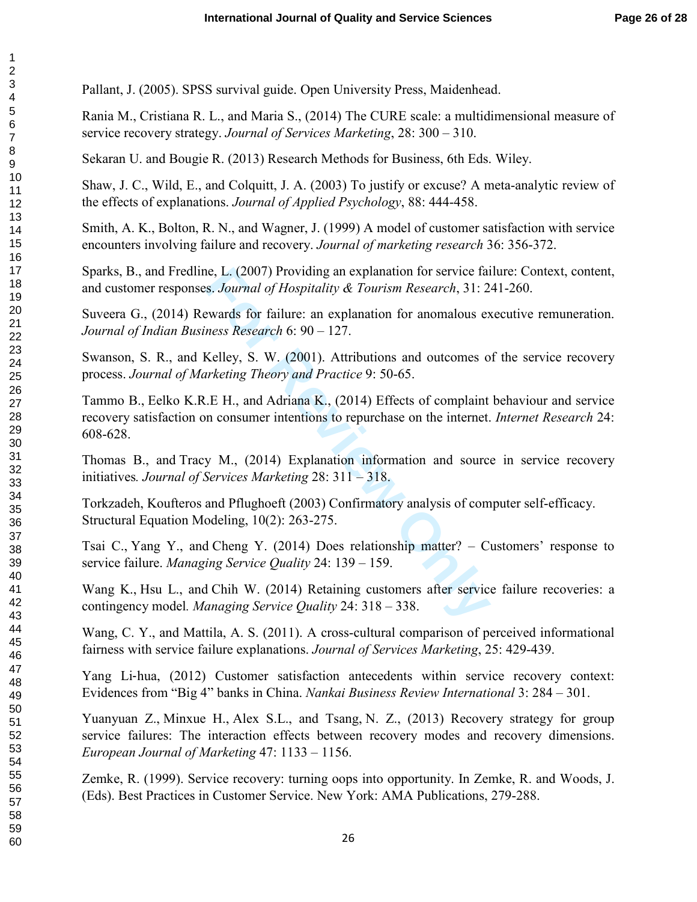Pallant, J. (2005). SPSS survival guide. Open University Press, Maidenhead.

Rania M., Cristiana R. L., and Maria S., (2014) The CURE scale: a multidimensional measure of service recovery strategy. *Journal of Services Marketing*, 28: 300 – 310.

Sekaran U. and Bougie R. (2013) Research Methods for Business, 6th Eds. Wiley.

Shaw, J. C., Wild, E., and Colquitt, J. A. (2003) To justify or excuse? A meta-analytic review of the effects of explanations. *Journal of Applied Psychology*, 88: 444-458.

Smith, A. K., Bolton, R. N., and Wagner, J. (1999) A model of customer satisfaction with service encounters involving failure and recovery. *Journal of marketing research* 36: 356-372.

Sparks, B., and Fredline, L. (2007) Providing an explanation for service failure: Context, content, and customer responses. *Journal of Hospitality & Tourism Research*, 31: 241-260.

Suveera G., (2014) Rewards for failure: an explanation for anomalous executive remuneration. *Journal of Indian Business Research* 6: 90 – 127.

Swanson, S. R., and Kelley, S. W. (2001). Attributions and outcomes of the service recovery process. *Journal of Marketing Theory and Practice* 9: 50-65.

Tammo B., Eelko K.R.E H., and Adriana K., (2014) Effects of complaint behaviour and service recovery satisfaction on consumer intentions to repurchase on the internet. *Internet Research* 24: 608-628.

Thomas B., and Tracy M., (2014) Explanation information and source in service recovery initiatives*. Journal of Services Marketing* 28: 311 – 318.

Torkzadeh, Koufteros and Pflughoeft (2003) Confirmatory analysis of computer self-efficacy. Structural Equation Modeling, 10(2): 263-275.

Tsai C., Yang Y., and Cheng Y. (2014) Does relationship matter? – Customers' response to service failure. *Managing Service Quality* 24: 139 – 159.

Wang K., Hsu L., and Chih W. (2014) Retaining customers after service failure recoveries: a contingency model*. Managing Service Quality* 24: 318 – 338.

Wang, C. Y., and Mattila, A. S. (2011). A cross-cultural comparison of perceived informational fairness with service failure explanations. *Journal of Services Marketing*, 25: 429-439.

Yang Li-hua, (2012) Customer satisfaction antecedents within service recovery context: Evidences from "Big 4" banks in China. *Nankai Business Review International* 3: 284 – 301.

Yuanyuan Z., Minxue H., Alex S.L., and Tsang, N. Z., (2013) Recovery strategy for group service failures: The interaction effects between recovery modes and recovery dimensions. *European Journal of Marketing* 47: 1133 – 1156.

Zemke, R. (1999). Service recovery: turning oops into opportunity. In Zemke, R. and Woods, J. (Eds). Best Practices in Customer Service. New York: AMA Publications, 279-288.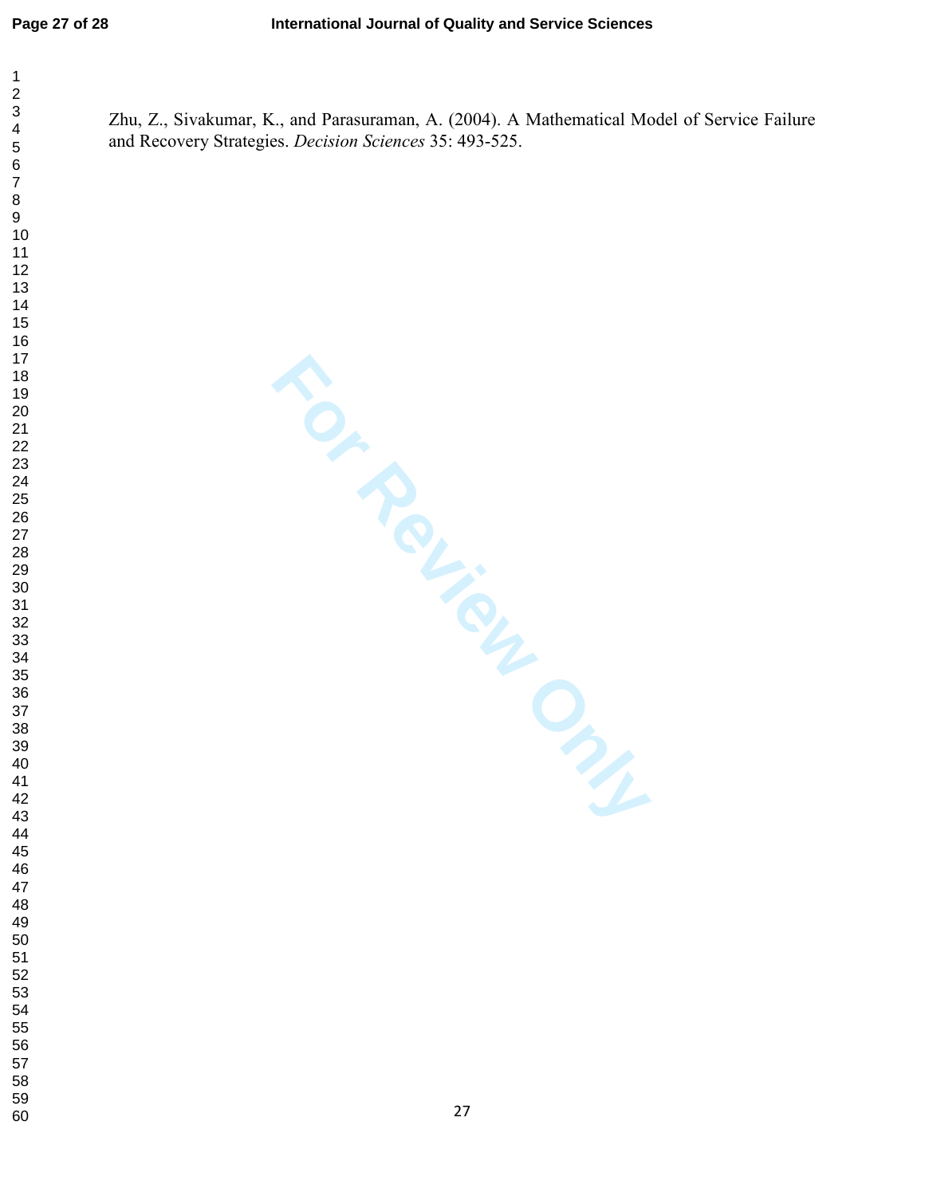Zhu, Z., Sivakumar, K., and Parasuraman, A. (2004). A Mathematical Model of Service Failure and Recovery Strategies. *Decision Sciences* 35: 493-525.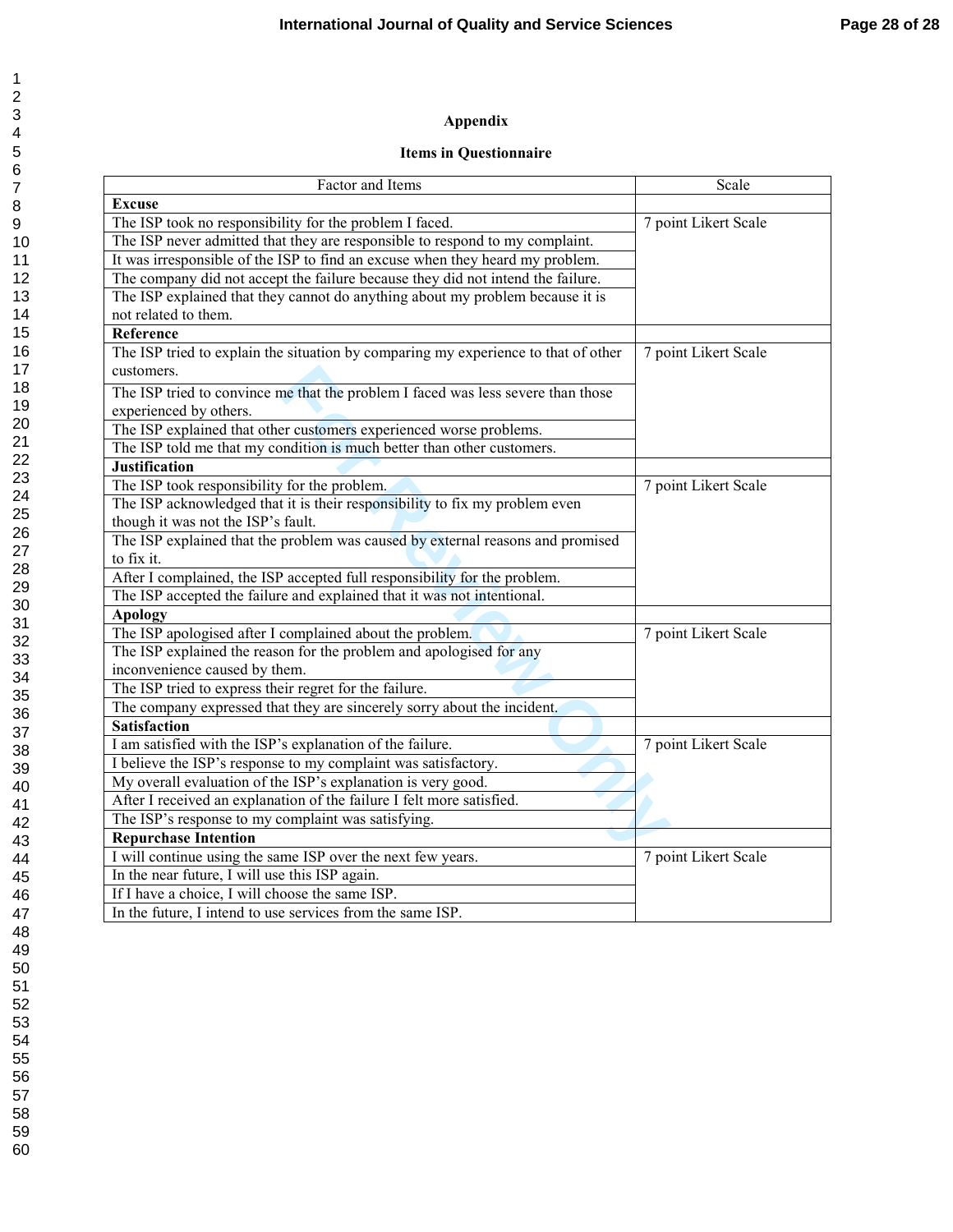## Appendix

**Items in Questionnaire**

| Factor and Items | Scale |
|---|---|
| **Excuse** | |
| The ISP took no responsibility for the problem I faced. | 7 point Likert Scale |
| The ISP never admitted that they are responsible to respond to my complaint. | |
| It was irresponsible of the ISP to find an excuse when they heard my problem. | |
| The company did not accept the failure because they did not intend the failure. | |
| The ISP explained that they cannot do anything about my problem because it is not related to them. | |
| **Reference** | |
| The ISP tried to explain the situation by comparing my experience to that of other customers. | 7 point Likert Scale |
| The ISP tried to convince me that the problem I faced was less severe than those experienced by others. | |
| The ISP explained that other customers experienced worse problems. | |
| The ISP told me that my condition is much better than other customers. | |
| **Justification** | |
| The ISP took responsibility for the problem. | 7 point Likert Scale |
| The ISP acknowledged that it is their responsibility to fix my problem even though it was not the ISP's fault. | |
| The ISP explained that the problem was caused by external reasons and promised to fix it. | |
| After I complained, the ISP accepted full responsibility for the problem. | |
| The ISP accepted the failure and explained that it was not intentional. | |
| **Apology** | |
| The ISP apologised after I complained about the problem. | 7 point Likert Scale |
| The ISP explained the reason for the problem and apologised for any inconvenience caused by them. | |
| The ISP tried to express their regret for the failure. | |
| The company expressed that they are sincerely sorry about the incident. | |
| **Satisfaction** | |
| I am satisfied with the ISP's explanation of the failure. | 7 point Likert Scale |
| I believe the ISP's response to my complaint was satisfactory. | |
| My overall evaluation of the ISP's explanation is very good. | |
| After I received an explanation of the failure I felt more satisfied. | |
| The ISP's response to my complaint was satisfying. | |
| **Repurchase Intention** | |
| I will continue using the same ISP over the next few years. | 7 point Likert Scale |
| In the near future, I will use this ISP again. | |
| If I have a choice, I will choose the same ISP. | |
| In the future, I intend to use services from the same ISP. | |